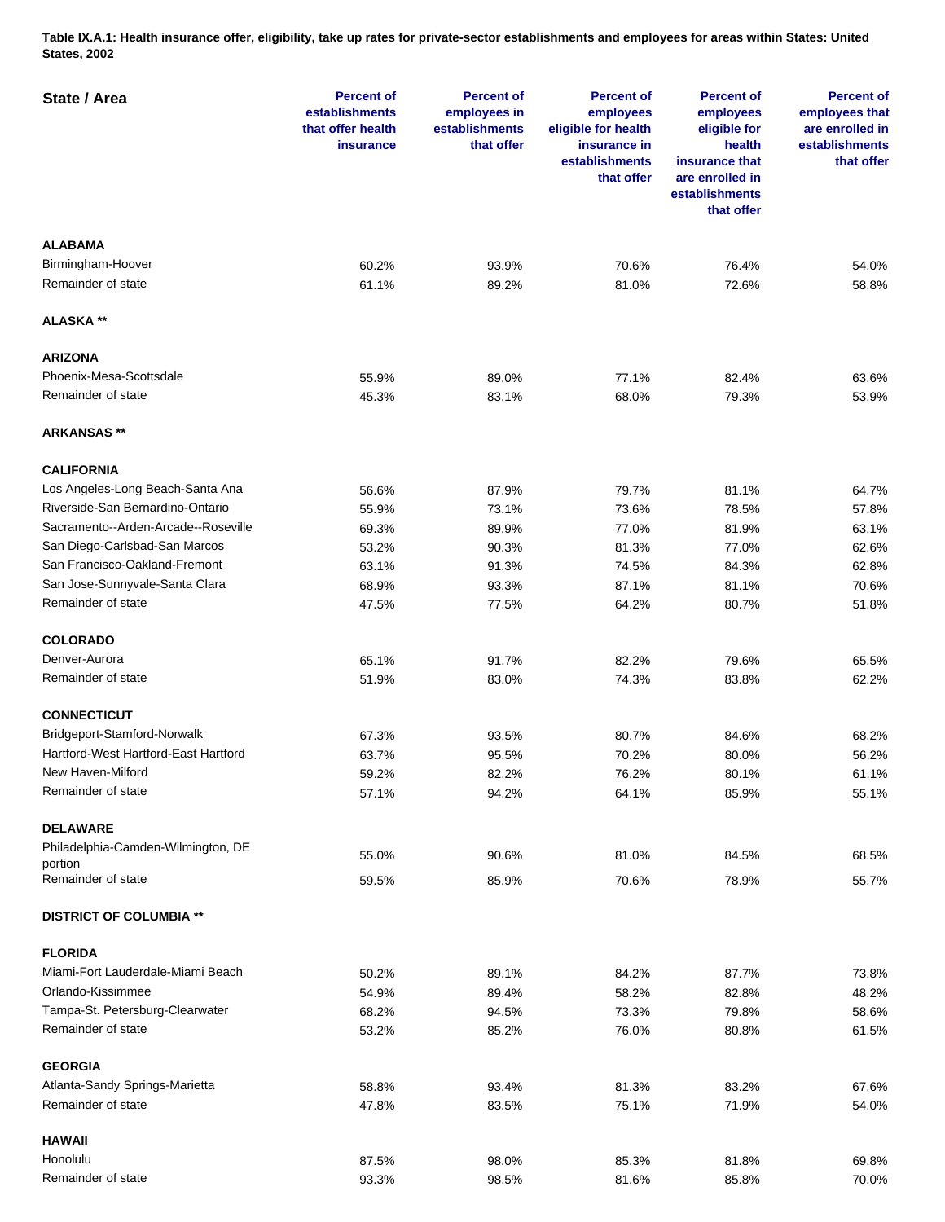**Table IX.A.1: Health insurance offer, eligibility, take up rates for private-sector establishments and employees for areas within States: United States, 2002**

| State / Area | Percent of establishments that offer health insurance | Percent of employees in establishments that offer | Percent of employees eligible for health insurance in establishments that offer | Percent of employees eligible for health insurance that are enrolled in establishments that offer | Percent of employees that are enrolled in establishments that offer |
|---|---|---|---|---|---|
| **ALABAMA** | | | | | |
| Birmingham-Hoover | 60.2% | 93.9% | 70.6% | 76.4% | 54.0% |
| Remainder of state | 61.1% | 89.2% | 81.0% | 72.6% | 58.8% |
| **ALASKA \*\*** | | | | | |
| **ARIZONA** | | | | | |
| Phoenix-Mesa-Scottsdale | 55.9% | 89.0% | 77.1% | 82.4% | 63.6% |
| Remainder of state | 45.3% | 83.1% | 68.0% | 79.3% | 53.9% |
| **ARKANSAS \*\*** | | | | | |
| **CALIFORNIA** | | | | | |
| Los Angeles-Long Beach-Santa Ana | 56.6% | 87.9% | 79.7% | 81.1% | 64.7% |
| Riverside-San Bernardino-Ontario | 55.9% | 73.1% | 73.6% | 78.5% | 57.8% |
| Sacramento--Arden-Arcade--Roseville | 69.3% | 89.9% | 77.0% | 81.9% | 63.1% |
| San Diego-Carlsbad-San Marcos | 53.2% | 90.3% | 81.3% | 77.0% | 62.6% |
| San Francisco-Oakland-Fremont | 63.1% | 91.3% | 74.5% | 84.3% | 62.8% |
| San Jose-Sunnyvale-Santa Clara | 68.9% | 93.3% | 87.1% | 81.1% | 70.6% |
| Remainder of state | 47.5% | 77.5% | 64.2% | 80.7% | 51.8% |
| **COLORADO** | | | | | |
| Denver-Aurora | 65.1% | 91.7% | 82.2% | 79.6% | 65.5% |
| Remainder of state | 51.9% | 83.0% | 74.3% | 83.8% | 62.2% |
| **CONNECTICUT** | | | | | |
| Bridgeport-Stamford-Norwalk | 67.3% | 93.5% | 80.7% | 84.6% | 68.2% |
| Hartford-West Hartford-East Hartford | 63.7% | 95.5% | 70.2% | 80.0% | 56.2% |
| New Haven-Milford | 59.2% | 82.2% | 76.2% | 80.1% | 61.1% |
| Remainder of state | 57.1% | 94.2% | 64.1% | 85.9% | 55.1% |
| **DELAWARE** | | | | | |
| Philadelphia-Camden-Wilmington, DE portion | 55.0% | 90.6% | 81.0% | 84.5% | 68.5% |
| Remainder of state | 59.5% | 85.9% | 70.6% | 78.9% | 55.7% |
| **DISTRICT OF COLUMBIA \*\*** | | | | | |
| **FLORIDA** | | | | | |
| Miami-Fort Lauderdale-Miami Beach | 50.2% | 89.1% | 84.2% | 87.7% | 73.8% |
| Orlando-Kissimmee | 54.9% | 89.4% | 58.2% | 82.8% | 48.2% |
| Tampa-St. Petersburg-Clearwater | 68.2% | 94.5% | 73.3% | 79.8% | 58.6% |
| Remainder of state | 53.2% | 85.2% | 76.0% | 80.8% | 61.5% |
| **GEORGIA** | | | | | |
| Atlanta-Sandy Springs-Marietta | 58.8% | 93.4% | 81.3% | 83.2% | 67.6% |
| Remainder of state | 47.8% | 83.5% | 75.1% | 71.9% | 54.0% |
| **HAWAII** | | | | | |
| Honolulu | 87.5% | 98.0% | 85.3% | 81.8% | 69.8% |
| Remainder of state | 93.3% | 98.5% | 81.6% | 85.8% | 70.0% |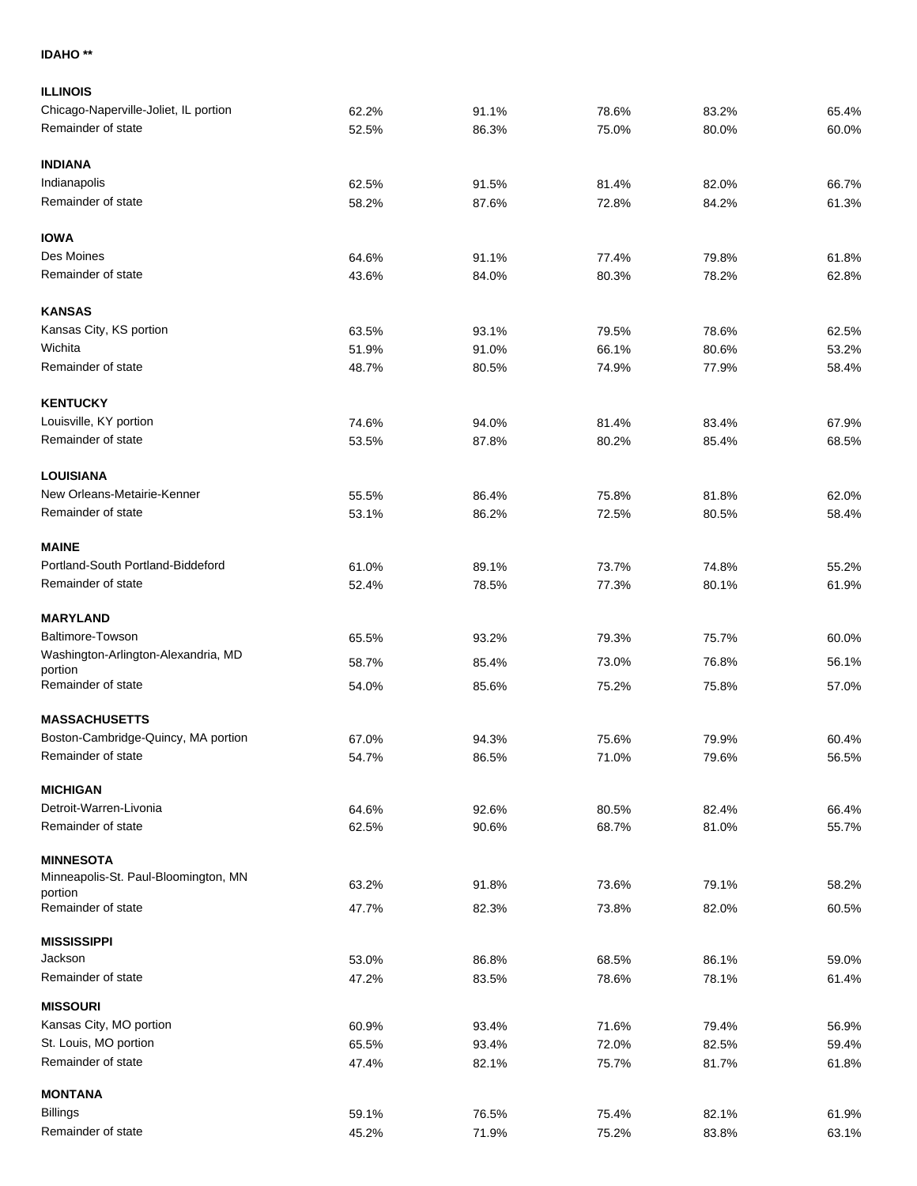| | | | | | |
|---|---|---|---|---|---|
| **IDAHO \*\*** | | | | | |
| **ILLINOIS** | | | | | |
| Chicago-Naperville-Joliet, IL portion | 62.2% | 91.1% | 78.6% | 83.2% | 65.4% |
| Remainder of state | 52.5% | 86.3% | 75.0% | 80.0% | 60.0% |
| **INDIANA** | | | | | |
| Indianapolis | 62.5% | 91.5% | 81.4% | 82.0% | 66.7% |
| Remainder of state | 58.2% | 87.6% | 72.8% | 84.2% | 61.3% |
| **IOWA** | | | | | |
| Des Moines | 64.6% | 91.1% | 77.4% | 79.8% | 61.8% |
| Remainder of state | 43.6% | 84.0% | 80.3% | 78.2% | 62.8% |
| **KANSAS** | | | | | |
| Kansas City, KS portion | 63.5% | 93.1% | 79.5% | 78.6% | 62.5% |
| Wichita | 51.9% | 91.0% | 66.1% | 80.6% | 53.2% |
| Remainder of state | 48.7% | 80.5% | 74.9% | 77.9% | 58.4% |
| **KENTUCKY** | | | | | |
| Louisville, KY portion | 74.6% | 94.0% | 81.4% | 83.4% | 67.9% |
| Remainder of state | 53.5% | 87.8% | 80.2% | 85.4% | 68.5% |
| **LOUISIANA** | | | | | |
| New Orleans-Metairie-Kenner | 55.5% | 86.4% | 75.8% | 81.8% | 62.0% |
| Remainder of state | 53.1% | 86.2% | 72.5% | 80.5% | 58.4% |
| **MAINE** | | | | | |
| Portland-South Portland-Biddeford | 61.0% | 89.1% | 73.7% | 74.8% | 55.2% |
| Remainder of state | 52.4% | 78.5% | 77.3% | 80.1% | 61.9% |
| **MARYLAND** | | | | | |
| Baltimore-Towson | 65.5% | 93.2% | 79.3% | 75.7% | 60.0% |
| Washington-Arlington-Alexandria, MD portion | 58.7% | 85.4% | 73.0% | 76.8% | 56.1% |
| Remainder of state | 54.0% | 85.6% | 75.2% | 75.8% | 57.0% |
| **MASSACHUSETTS** | | | | | |
| Boston-Cambridge-Quincy, MA portion | 67.0% | 94.3% | 75.6% | 79.9% | 60.4% |
| Remainder of state | 54.7% | 86.5% | 71.0% | 79.6% | 56.5% |
| **MICHIGAN** | | | | | |
| Detroit-Warren-Livonia | 64.6% | 92.6% | 80.5% | 82.4% | 66.4% |
| Remainder of state | 62.5% | 90.6% | 68.7% | 81.0% | 55.7% |
| **MINNESOTA** | | | | | |
| Minneapolis-St. Paul-Bloomington, MN portion | 63.2% | 91.8% | 73.6% | 79.1% | 58.2% |
| Remainder of state | 47.7% | 82.3% | 73.8% | 82.0% | 60.5% |
| **MISSISSIPPI** | | | | | |
| Jackson | 53.0% | 86.8% | 68.5% | 86.1% | 59.0% |
| Remainder of state | 47.2% | 83.5% | 78.6% | 78.1% | 61.4% |
| **MISSOURI** | | | | | |
| Kansas City, MO portion | 60.9% | 93.4% | 71.6% | 79.4% | 56.9% |
| St. Louis, MO portion | 65.5% | 93.4% | 72.0% | 82.5% | 59.4% |
| Remainder of state | 47.4% | 82.1% | 75.7% | 81.7% | 61.8% |
| **MONTANA** | | | | | |
| Billings | 59.1% | 76.5% | 75.4% | 82.1% | 61.9% |
| Remainder of state | 45.2% | 71.9% | 75.2% | 83.8% | 63.1% |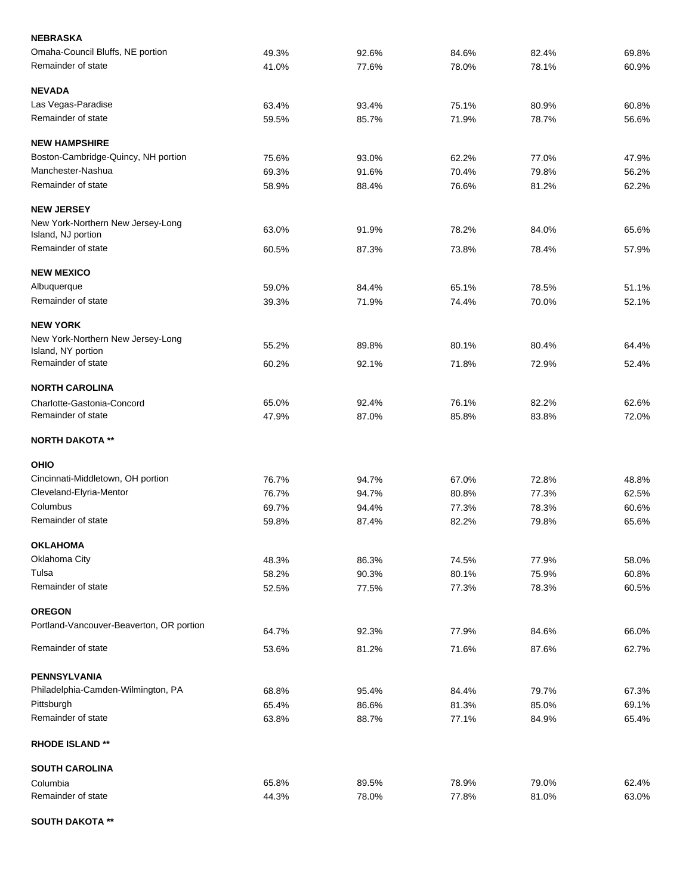| | | | | | |
|---|---|---|---|---|---|
| **NEBRASKA** | | | | | |
| Omaha-Council Bluffs, NE portion | 49.3% | 92.6% | 84.6% | 82.4% | 69.8% |
| Remainder of state | 41.0% | 77.6% | 78.0% | 78.1% | 60.9% |
| **NEVADA** | | | | | |
| Las Vegas-Paradise | 63.4% | 93.4% | 75.1% | 80.9% | 60.8% |
| Remainder of state | 59.5% | 85.7% | 71.9% | 78.7% | 56.6% |
| **NEW HAMPSHIRE** | | | | | |
| Boston-Cambridge-Quincy, NH portion | 75.6% | 93.0% | 62.2% | 77.0% | 47.9% |
| Manchester-Nashua | 69.3% | 91.6% | 70.4% | 79.8% | 56.2% |
| Remainder of state | 58.9% | 88.4% | 76.6% | 81.2% | 62.2% |
| **NEW JERSEY** | | | | | |
| New York-Northern New Jersey-Long Island, NJ portion | 63.0% | 91.9% | 78.2% | 84.0% | 65.6% |
| Remainder of state | 60.5% | 87.3% | 73.8% | 78.4% | 57.9% |
| **NEW MEXICO** | | | | | |
| Albuquerque | 59.0% | 84.4% | 65.1% | 78.5% | 51.1% |
| Remainder of state | 39.3% | 71.9% | 74.4% | 70.0% | 52.1% |
| **NEW YORK** | | | | | |
| New York-Northern New Jersey-Long Island, NY portion | 55.2% | 89.8% | 80.1% | 80.4% | 64.4% |
| Remainder of state | 60.2% | 92.1% | 71.8% | 72.9% | 52.4% |
| **NORTH CAROLINA** | | | | | |
| Charlotte-Gastonia-Concord | 65.0% | 92.4% | 76.1% | 82.2% | 62.6% |
| Remainder of state | 47.9% | 87.0% | 85.8% | 83.8% | 72.0% |
| **NORTH DAKOTA \*\*** | | | | | |
| **OHIO** | | | | | |
| Cincinnati-Middletown, OH portion | 76.7% | 94.7% | 67.0% | 72.8% | 48.8% |
| Cleveland-Elyria-Mentor | 76.7% | 94.7% | 80.8% | 77.3% | 62.5% |
| Columbus | 69.7% | 94.4% | 77.3% | 78.3% | 60.6% |
| Remainder of state | 59.8% | 87.4% | 82.2% | 79.8% | 65.6% |
| **OKLAHOMA** | | | | | |
| Oklahoma City | 48.3% | 86.3% | 74.5% | 77.9% | 58.0% |
| Tulsa | 58.2% | 90.3% | 80.1% | 75.9% | 60.8% |
| Remainder of state | 52.5% | 77.5% | 77.3% | 78.3% | 60.5% |
| **OREGON** | | | | | |
| Portland-Vancouver-Beaverton, OR portion | 64.7% | 92.3% | 77.9% | 84.6% | 66.0% |
| Remainder of state | 53.6% | 81.2% | 71.6% | 87.6% | 62.7% |
| **PENNSYLVANIA** | | | | | |
| Philadelphia-Camden-Wilmington, PA | 68.8% | 95.4% | 84.4% | 79.7% | 67.3% |
| Pittsburgh | 65.4% | 86.6% | 81.3% | 85.0% | 69.1% |
| Remainder of state | 63.8% | 88.7% | 77.1% | 84.9% | 65.4% |
| **RHODE ISLAND \*\*** | | | | | |
| **SOUTH CAROLINA** | | | | | |
| Columbia | 65.8% | 89.5% | 78.9% | 79.0% | 62.4% |
| Remainder of state | 44.3% | 78.0% | 77.8% | 81.0% | 63.0% |
| **SOUTH DAKOTA \*\*** | | | | | |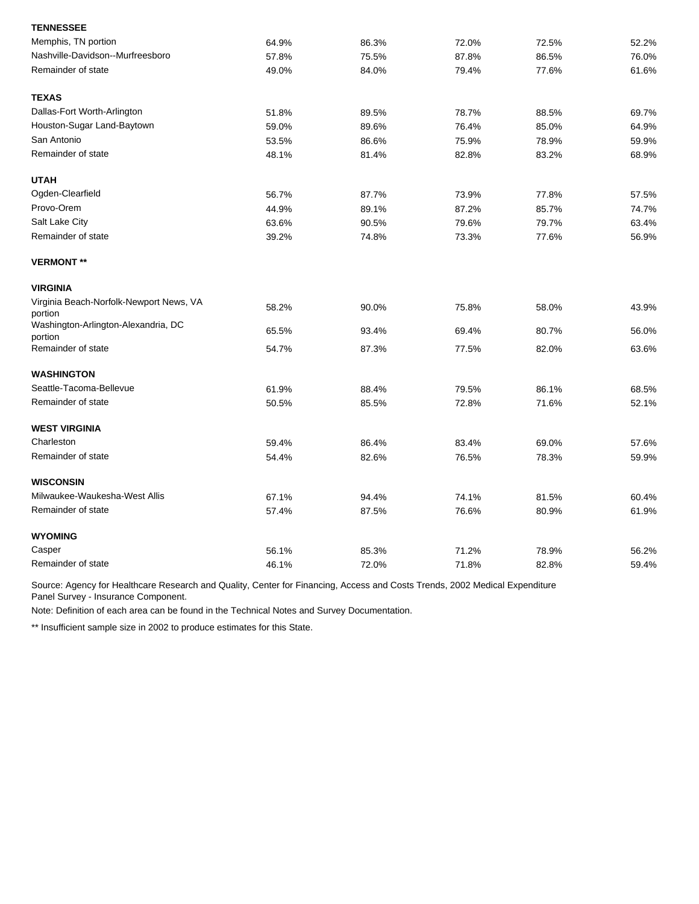| | | | | | |
|---|---|---|---|---|---|
| **TENNESSEE** | | | | | |
| Memphis, TN portion | 64.9% | 86.3% | 72.0% | 72.5% | 52.2% |
| Nashville-Davidson--Murfreesboro | 57.8% | 75.5% | 87.8% | 86.5% | 76.0% |
| Remainder of state | 49.0% | 84.0% | 79.4% | 77.6% | 61.6% |
| **TEXAS** | | | | | |
| Dallas-Fort Worth-Arlington | 51.8% | 89.5% | 78.7% | 88.5% | 69.7% |
| Houston-Sugar Land-Baytown | 59.0% | 89.6% | 76.4% | 85.0% | 64.9% |
| San Antonio | 53.5% | 86.6% | 75.9% | 78.9% | 59.9% |
| Remainder of state | 48.1% | 81.4% | 82.8% | 83.2% | 68.9% |
| **UTAH** | | | | | |
| Ogden-Clearfield | 56.7% | 87.7% | 73.9% | 77.8% | 57.5% |
| Provo-Orem | 44.9% | 89.1% | 87.2% | 85.7% | 74.7% |
| Salt Lake City | 63.6% | 90.5% | 79.6% | 79.7% | 63.4% |
| Remainder of state | 39.2% | 74.8% | 73.3% | 77.6% | 56.9% |
| **VERMONT \*\*** | | | | | |
| **VIRGINIA** | | | | | |
| Virginia Beach-Norfolk-Newport News, VA portion | 58.2% | 90.0% | 75.8% | 58.0% | 43.9% |
| Washington-Arlington-Alexandria, DC portion | 65.5% | 93.4% | 69.4% | 80.7% | 56.0% |
| Remainder of state | 54.7% | 87.3% | 77.5% | 82.0% | 63.6% |
| **WASHINGTON** | | | | | |
| Seattle-Tacoma-Bellevue | 61.9% | 88.4% | 79.5% | 86.1% | 68.5% |
| Remainder of state | 50.5% | 85.5% | 72.8% | 71.6% | 52.1% |
| **WEST VIRGINIA** | | | | | |
| Charleston | 59.4% | 86.4% | 83.4% | 69.0% | 57.6% |
| Remainder of state | 54.4% | 82.6% | 76.5% | 78.3% | 59.9% |
| **WISCONSIN** | | | | | |
| Milwaukee-Waukesha-West Allis | 67.1% | 94.4% | 74.1% | 81.5% | 60.4% |
| Remainder of state | 57.4% | 87.5% | 76.6% | 80.9% | 61.9% |
| **WYOMING** | | | | | |
| Casper | 56.1% | 85.3% | 71.2% | 78.9% | 56.2% |
| Remainder of state | 46.1% | 72.0% | 71.8% | 82.8% | 59.4% |

Source: Agency for Healthcare Research and Quality, Center for Financing, Access and Costs Trends, 2002 Medical Expenditure Panel Survey - Insurance Component.

Note: Definition of each area can be found in the Technical Notes and Survey Documentation.

** Insufficient sample size in 2002 to produce estimates for this State.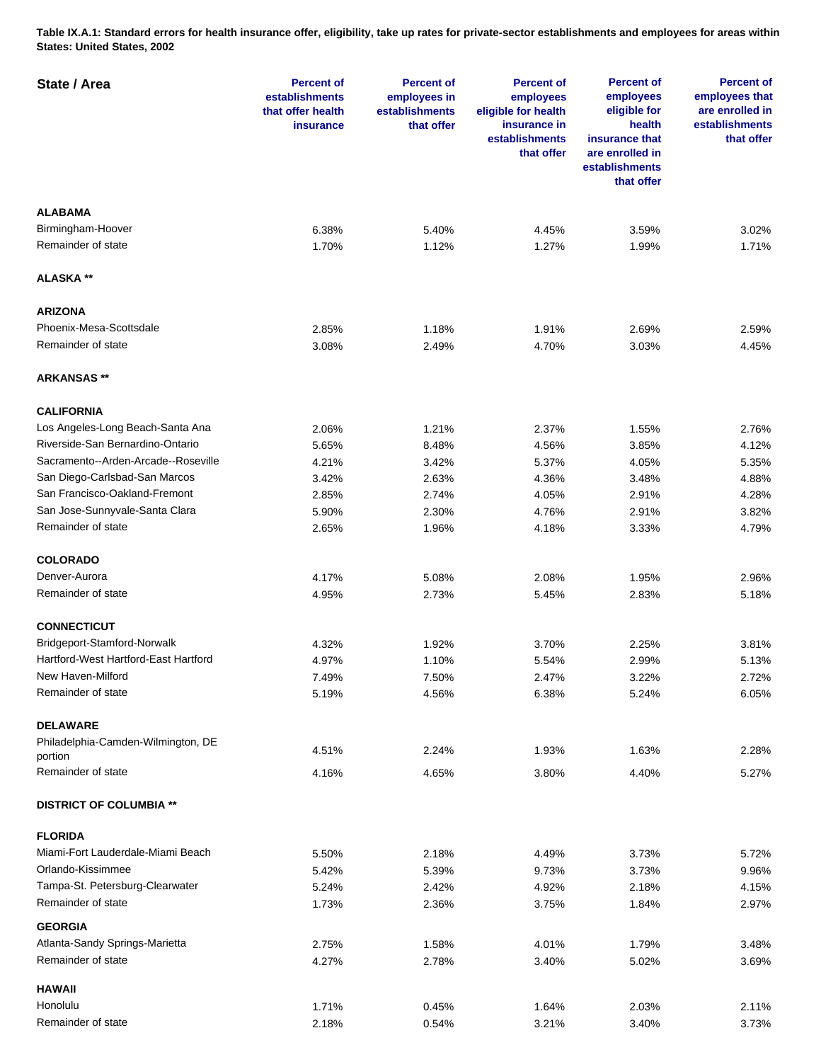**Table IX.A.1: Standard errors for health insurance offer, eligibility, take up rates for private-sector establishments and employees for areas within States: United States, 2002**

| State / Area | Percent of establishments that offer health insurance | Percent of employees in establishments that offer | Percent of employees eligible for health insurance in establishments that offer | Percent of employees eligible for health insurance that are enrolled in establishments that offer | Percent of employees that are enrolled in establishments that offer |
|---|---|---|---|---|---|
| **ALABAMA** | | | | | |
| Birmingham-Hoover | 6.38% | 5.40% | 4.45% | 3.59% | 3.02% |
| Remainder of state | 1.70% | 1.12% | 1.27% | 1.99% | 1.71% |
| **ALASKA** ** | | | | | |
| **ARIZONA** | | | | | |
| Phoenix-Mesa-Scottsdale | 2.85% | 1.18% | 1.91% | 2.69% | 2.59% |
| Remainder of state | 3.08% | 2.49% | 4.70% | 3.03% | 4.45% |
| **ARKANSAS** ** | | | | | |
| **CALIFORNIA** | | | | | |
| Los Angeles-Long Beach-Santa Ana | 2.06% | 1.21% | 2.37% | 1.55% | 2.76% |
| Riverside-San Bernardino-Ontario | 5.65% | 8.48% | 4.56% | 3.85% | 4.12% |
| Sacramento--Arden-Arcade--Roseville | 4.21% | 3.42% | 5.37% | 4.05% | 5.35% |
| San Diego-Carlsbad-San Marcos | 3.42% | 2.63% | 4.36% | 3.48% | 4.88% |
| San Francisco-Oakland-Fremont | 2.85% | 2.74% | 4.05% | 2.91% | 4.28% |
| San Jose-Sunnyvale-Santa Clara | 5.90% | 2.30% | 4.76% | 2.91% | 3.82% |
| Remainder of state | 2.65% | 1.96% | 4.18% | 3.33% | 4.79% |
| **COLORADO** | | | | | |
| Denver-Aurora | 4.17% | 5.08% | 2.08% | 1.95% | 2.96% |
| Remainder of state | 4.95% | 2.73% | 5.45% | 2.83% | 5.18% |
| **CONNECTICUT** | | | | | |
| Bridgeport-Stamford-Norwalk | 4.32% | 1.92% | 3.70% | 2.25% | 3.81% |
| Hartford-West Hartford-East Hartford | 4.97% | 1.10% | 5.54% | 2.99% | 5.13% |
| New Haven-Milford | 7.49% | 7.50% | 2.47% | 3.22% | 2.72% |
| Remainder of state | 5.19% | 4.56% | 6.38% | 5.24% | 6.05% |
| **DELAWARE** | | | | | |
| Philadelphia-Camden-Wilmington, DE portion | 4.51% | 2.24% | 1.93% | 1.63% | 2.28% |
| Remainder of state | 4.16% | 4.65% | 3.80% | 4.40% | 5.27% |
| **DISTRICT OF COLUMBIA** ** | | | | | |
| **FLORIDA** | | | | | |
| Miami-Fort Lauderdale-Miami Beach | 5.50% | 2.18% | 4.49% | 3.73% | 5.72% |
| Orlando-Kissimmee | 5.42% | 5.39% | 9.73% | 3.73% | 9.96% |
| Tampa-St. Petersburg-Clearwater | 5.24% | 2.42% | 4.92% | 2.18% | 4.15% |
| Remainder of state | 1.73% | 2.36% | 3.75% | 1.84% | 2.97% |
| **GEORGIA** | | | | | |
| Atlanta-Sandy Springs-Marietta | 2.75% | 1.58% | 4.01% | 1.79% | 3.48% |
| Remainder of state | 4.27% | 2.78% | 3.40% | 5.02% | 3.69% |
| **HAWAII** | | | | | |
| Honolulu | 1.71% | 0.45% | 1.64% | 2.03% | 2.11% |
| Remainder of state | 2.18% | 0.54% | 3.21% | 3.40% | 3.73% |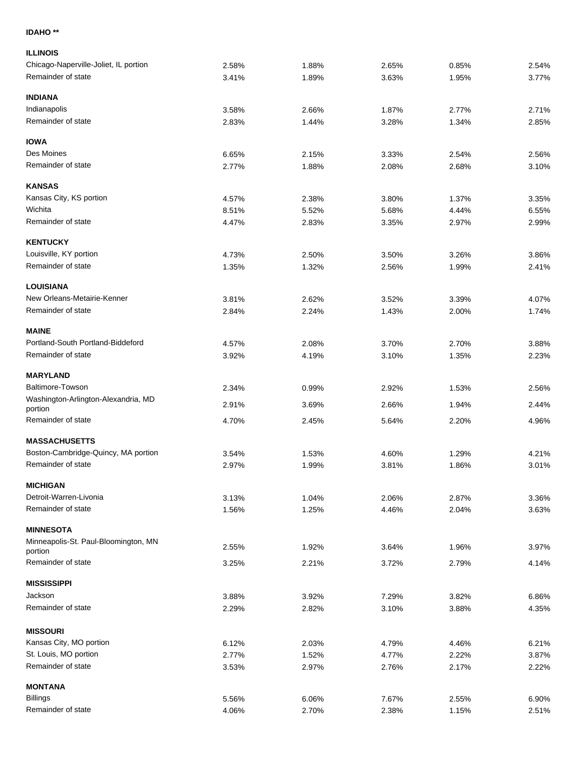| | | | | | |
|---|---|---|---|---|---|
| **IDAHO \*\*** | | | | | |
| **ILLINOIS** | | | | | |
| Chicago-Naperville-Joliet, IL portion | 2.58% | 1.88% | 2.65% | 0.85% | 2.54% |
| Remainder of state | 3.41% | 1.89% | 3.63% | 1.95% | 3.77% |
| **INDIANA** | | | | | |
| Indianapolis | 3.58% | 2.66% | 1.87% | 2.77% | 2.71% |
| Remainder of state | 2.83% | 1.44% | 3.28% | 1.34% | 2.85% |
| **IOWA** | | | | | |
| Des Moines | 6.65% | 2.15% | 3.33% | 2.54% | 2.56% |
| Remainder of state | 2.77% | 1.88% | 2.08% | 2.68% | 3.10% |
| **KANSAS** | | | | | |
| Kansas City, KS portion | 4.57% | 2.38% | 3.80% | 1.37% | 3.35% |
| Wichita | 8.51% | 5.52% | 5.68% | 4.44% | 6.55% |
| Remainder of state | 4.47% | 2.83% | 3.35% | 2.97% | 2.99% |
| **KENTUCKY** | | | | | |
| Louisville, KY portion | 4.73% | 2.50% | 3.50% | 3.26% | 3.86% |
| Remainder of state | 1.35% | 1.32% | 2.56% | 1.99% | 2.41% |
| **LOUISIANA** | | | | | |
| New Orleans-Metairie-Kenner | 3.81% | 2.62% | 3.52% | 3.39% | 4.07% |
| Remainder of state | 2.84% | 2.24% | 1.43% | 2.00% | 1.74% |
| **MAINE** | | | | | |
| Portland-South Portland-Biddeford | 4.57% | 2.08% | 3.70% | 2.70% | 3.88% |
| Remainder of state | 3.92% | 4.19% | 3.10% | 1.35% | 2.23% |
| **MARYLAND** | | | | | |
| Baltimore-Towson | 2.34% | 0.99% | 2.92% | 1.53% | 2.56% |
| Washington-Arlington-Alexandria, MD portion | 2.91% | 3.69% | 2.66% | 1.94% | 2.44% |
| Remainder of state | 4.70% | 2.45% | 5.64% | 2.20% | 4.96% |
| **MASSACHUSETTS** | | | | | |
| Boston-Cambridge-Quincy, MA portion | 3.54% | 1.53% | 4.60% | 1.29% | 4.21% |
| Remainder of state | 2.97% | 1.99% | 3.81% | 1.86% | 3.01% |
| **MICHIGAN** | | | | | |
| Detroit-Warren-Livonia | 3.13% | 1.04% | 2.06% | 2.87% | 3.36% |
| Remainder of state | 1.56% | 1.25% | 4.46% | 2.04% | 3.63% |
| **MINNESOTA** | | | | | |
| Minneapolis-St. Paul-Bloomington, MN portion | 2.55% | 1.92% | 3.64% | 1.96% | 3.97% |
| Remainder of state | 3.25% | 2.21% | 3.72% | 2.79% | 4.14% |
| **MISSISSIPPI** | | | | | |
| Jackson | 3.88% | 3.92% | 7.29% | 3.82% | 6.86% |
| Remainder of state | 2.29% | 2.82% | 3.10% | 3.88% | 4.35% |
| **MISSOURI** | | | | | |
| Kansas City, MO portion | 6.12% | 2.03% | 4.79% | 4.46% | 6.21% |
| St. Louis, MO portion | 2.77% | 1.52% | 4.77% | 2.22% | 3.87% |
| Remainder of state | 3.53% | 2.97% | 2.76% | 2.17% | 2.22% |
| **MONTANA** | | | | | |
| Billings | 5.56% | 6.06% | 7.67% | 2.55% | 6.90% |
| Remainder of state | 4.06% | 2.70% | 2.38% | 1.15% | 2.51% |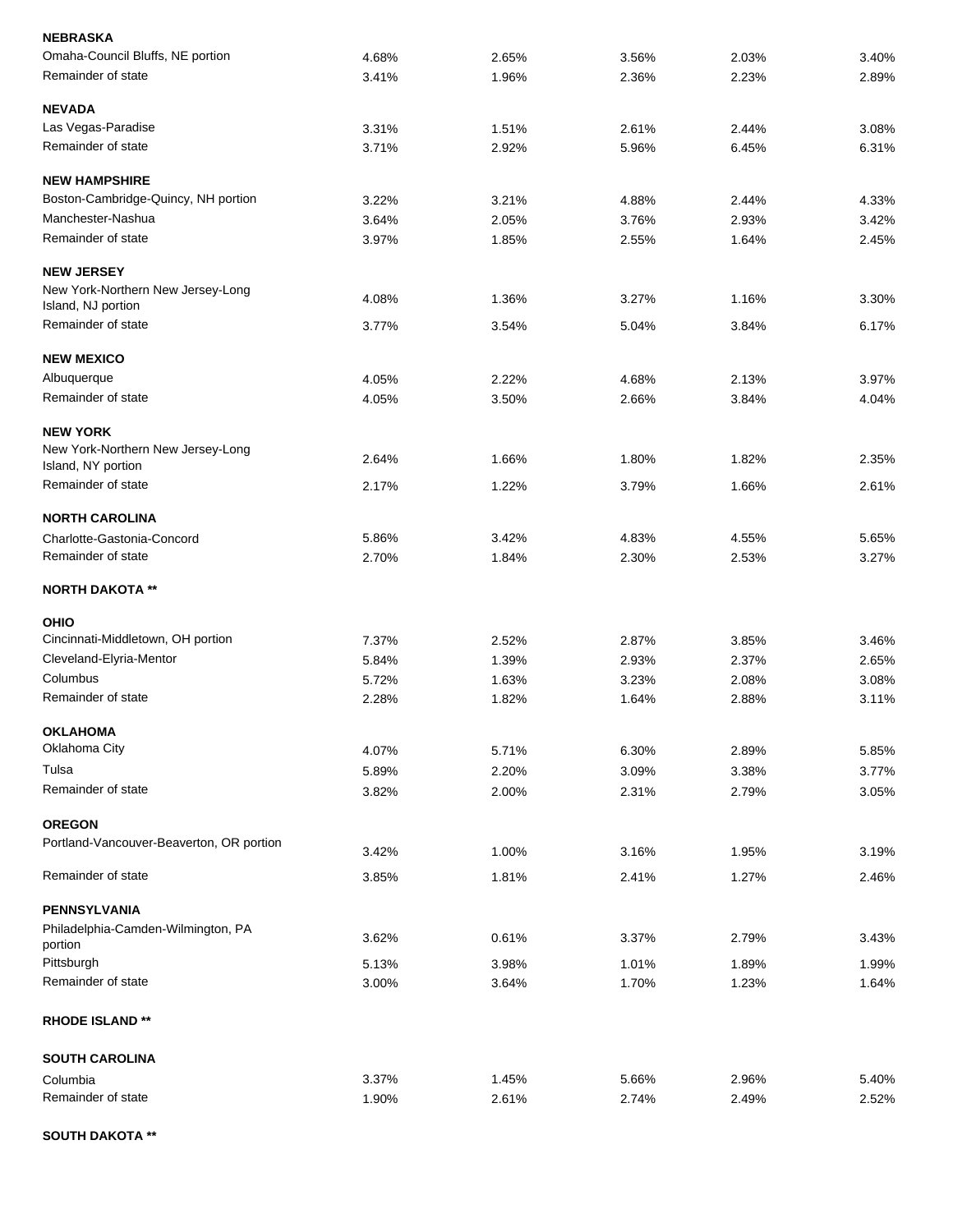| | | | | | |
|---|---|---|---|---|---|
| **NEBRASKA** | | | | | |
| Omaha-Council Bluffs, NE portion | 4.68% | 2.65% | 3.56% | 2.03% | 3.40% |
| Remainder of state | 3.41% | 1.96% | 2.36% | 2.23% | 2.89% |
| **NEVADA** | | | | | |
| Las Vegas-Paradise | 3.31% | 1.51% | 2.61% | 2.44% | 3.08% |
| Remainder of state | 3.71% | 2.92% | 5.96% | 6.45% | 6.31% |
| **NEW HAMPSHIRE** | | | | | |
| Boston-Cambridge-Quincy, NH portion | 3.22% | 3.21% | 4.88% | 2.44% | 4.33% |
| Manchester-Nashua | 3.64% | 2.05% | 3.76% | 2.93% | 3.42% |
| Remainder of state | 3.97% | 1.85% | 2.55% | 1.64% | 2.45% |
| **NEW JERSEY** | | | | | |
| New York-Northern New Jersey-Long Island, NJ portion | 4.08% | 1.36% | 3.27% | 1.16% | 3.30% |
| Remainder of state | 3.77% | 3.54% | 5.04% | 3.84% | 6.17% |
| **NEW MEXICO** | | | | | |
| Albuquerque | 4.05% | 2.22% | 4.68% | 2.13% | 3.97% |
| Remainder of state | 4.05% | 3.50% | 2.66% | 3.84% | 4.04% |
| **NEW YORK** | | | | | |
| New York-Northern New Jersey-Long Island, NY portion | 2.64% | 1.66% | 1.80% | 1.82% | 2.35% |
| Remainder of state | 2.17% | 1.22% | 3.79% | 1.66% | 2.61% |
| **NORTH CAROLINA** | | | | | |
| Charlotte-Gastonia-Concord | 5.86% | 3.42% | 4.83% | 4.55% | 5.65% |
| Remainder of state | 2.70% | 1.84% | 2.30% | 2.53% | 3.27% |
| **NORTH DAKOTA** ** | | | | | |
| **OHIO** | | | | | |
| Cincinnati-Middletown, OH portion | 7.37% | 2.52% | 2.87% | 3.85% | 3.46% |
| Cleveland-Elyria-Mentor | 5.84% | 1.39% | 2.93% | 2.37% | 2.65% |
| Columbus | 5.72% | 1.63% | 3.23% | 2.08% | 3.08% |
| Remainder of state | 2.28% | 1.82% | 1.64% | 2.88% | 3.11% |
| **OKLAHOMA** | | | | | |
| Oklahoma City | 4.07% | 5.71% | 6.30% | 2.89% | 5.85% |
| Tulsa | 5.89% | 2.20% | 3.09% | 3.38% | 3.77% |
| Remainder of state | 3.82% | 2.00% | 2.31% | 2.79% | 3.05% |
| **OREGON** | | | | | |
| Portland-Vancouver-Beaverton, OR portion | 3.42% | 1.00% | 3.16% | 1.95% | 3.19% |
| Remainder of state | 3.85% | 1.81% | 2.41% | 1.27% | 2.46% |
| **PENNSYLVANIA** | | | | | |
| Philadelphia-Camden-Wilmington, PA portion | 3.62% | 0.61% | 3.37% | 2.79% | 3.43% |
| Pittsburgh | 5.13% | 3.98% | 1.01% | 1.89% | 1.99% |
| Remainder of state | 3.00% | 3.64% | 1.70% | 1.23% | 1.64% |
| **RHODE ISLAND** ** | | | | | |
| **SOUTH CAROLINA** | | | | | |
| Columbia | 3.37% | 1.45% | 5.66% | 2.96% | 5.40% |
| Remainder of state | 1.90% | 2.61% | 2.74% | 2.49% | 2.52% |
| **SOUTH DAKOTA** ** | | | | | |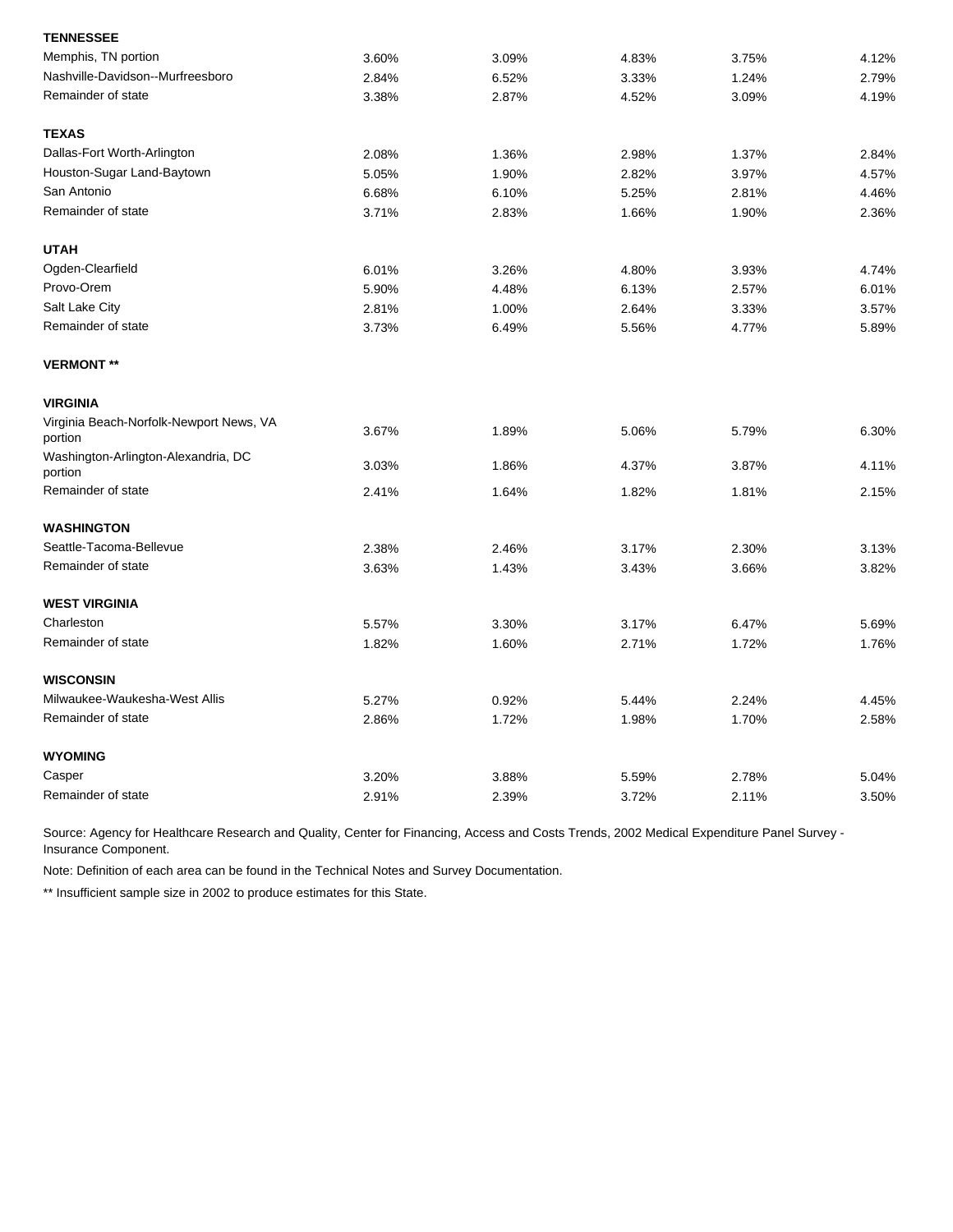| | | | | | |
|---|---|---|---|---|---|
| **TENNESSEE** | | | | | |
| Memphis, TN portion | 3.60% | 3.09% | 4.83% | 3.75% | 4.12% |
| Nashville-Davidson--Murfreesboro | 2.84% | 6.52% | 3.33% | 1.24% | 2.79% |
| Remainder of state | 3.38% | 2.87% | 4.52% | 3.09% | 4.19% |
| **TEXAS** | | | | | |
| Dallas-Fort Worth-Arlington | 2.08% | 1.36% | 2.98% | 1.37% | 2.84% |
| Houston-Sugar Land-Baytown | 5.05% | 1.90% | 2.82% | 3.97% | 4.57% |
| San Antonio | 6.68% | 6.10% | 5.25% | 2.81% | 4.46% |
| Remainder of state | 3.71% | 2.83% | 1.66% | 1.90% | 2.36% |
| **UTAH** | | | | | |
| Ogden-Clearfield | 6.01% | 3.26% | 4.80% | 3.93% | 4.74% |
| Provo-Orem | 5.90% | 4.48% | 6.13% | 2.57% | 6.01% |
| Salt Lake City | 2.81% | 1.00% | 2.64% | 3.33% | 3.57% |
| Remainder of state | 3.73% | 6.49% | 5.56% | 4.77% | 5.89% |
| **VERMONT \*\*** | | | | | |
| **VIRGINIA** | | | | | |
| Virginia Beach-Norfolk-Newport News, VA portion | 3.67% | 1.89% | 5.06% | 5.79% | 6.30% |
| Washington-Arlington-Alexandria, DC portion | 3.03% | 1.86% | 4.37% | 3.87% | 4.11% |
| Remainder of state | 2.41% | 1.64% | 1.82% | 1.81% | 2.15% |
| **WASHINGTON** | | | | | |
| Seattle-Tacoma-Bellevue | 2.38% | 2.46% | 3.17% | 2.30% | 3.13% |
| Remainder of state | 3.63% | 1.43% | 3.43% | 3.66% | 3.82% |
| **WEST VIRGINIA** | | | | | |
| Charleston | 5.57% | 3.30% | 3.17% | 6.47% | 5.69% |
| Remainder of state | 1.82% | 1.60% | 2.71% | 1.72% | 1.76% |
| **WISCONSIN** | | | | | |
| Milwaukee-Waukesha-West Allis | 5.27% | 0.92% | 5.44% | 2.24% | 4.45% |
| Remainder of state | 2.86% | 1.72% | 1.98% | 1.70% | 2.58% |
| **WYOMING** | | | | | |
| Casper | 3.20% | 3.88% | 5.59% | 2.78% | 5.04% |
| Remainder of state | 2.91% | 2.39% | 3.72% | 2.11% | 3.50% |

Source: Agency for Healthcare Research and Quality, Center for Financing, Access and Costs Trends, 2002 Medical Expenditure Panel Survey - Insurance Component.

Note: Definition of each area can be found in the Technical Notes and Survey Documentation.

** Insufficient sample size in 2002 to produce estimates for this State.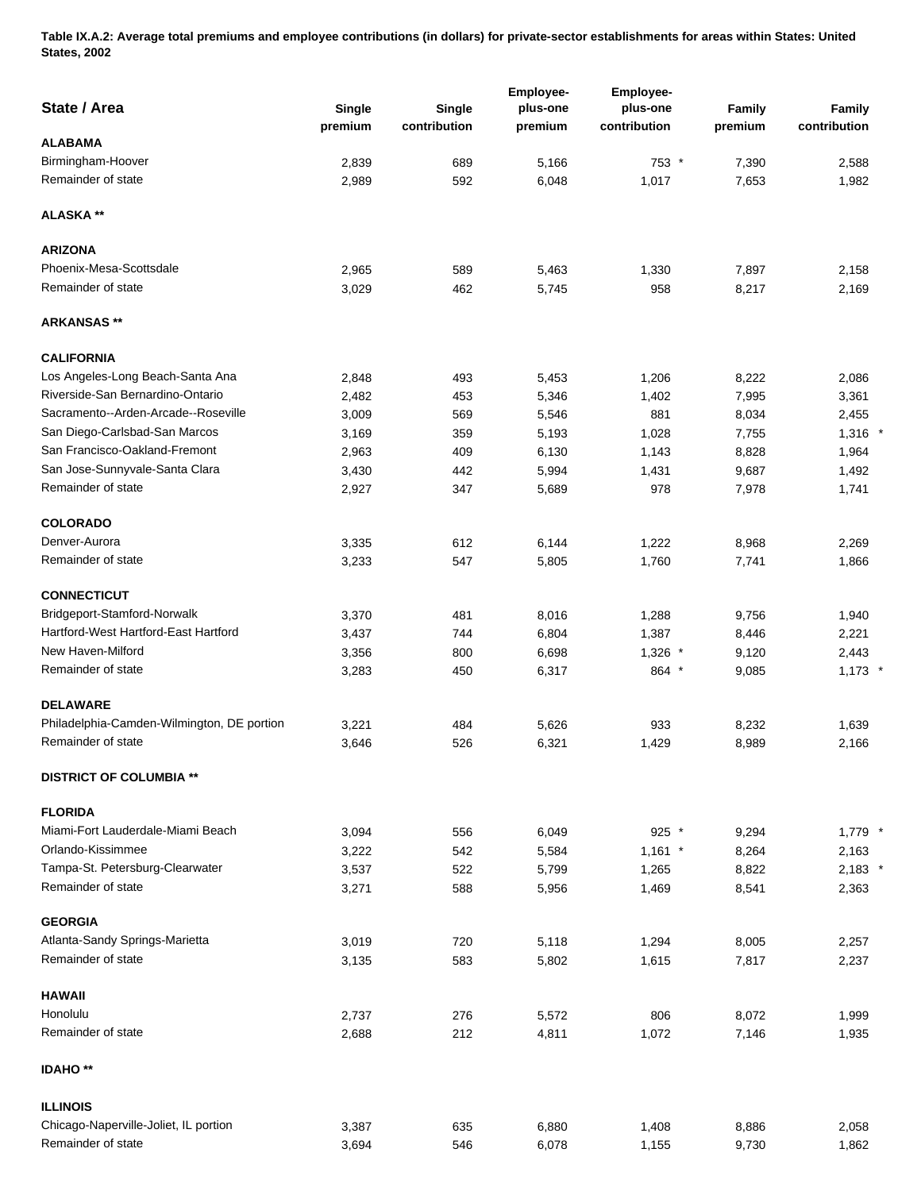**Table IX.A.2: Average total premiums and employee contributions (in dollars) for private-sector establishments for areas within States: United States, 2002**

| State / Area | Single premium | Single contribution | Employee-plus-one premium | Employee-plus-one contribution | Family premium | Family contribution |
|---|---|---|---|---|---|---|
| **ALABAMA** | | | | | | |
| Birmingham-Hoover | 2,839 | 689 | 5,166 | 753 * | 7,390 | 2,588 |
| Remainder of state | 2,989 | 592 | 6,048 | 1,017 | 7,653 | 1,982 |
| **ALASKA** ** | | | | | | |
| **ARIZONA** | | | | | | |
| Phoenix-Mesa-Scottsdale | 2,965 | 589 | 5,463 | 1,330 | 7,897 | 2,158 |
| Remainder of state | 3,029 | 462 | 5,745 | 958 | 8,217 | 2,169 |
| **ARKANSAS** ** | | | | | | |
| **CALIFORNIA** | | | | | | |
| Los Angeles-Long Beach-Santa Ana | 2,848 | 493 | 5,453 | 1,206 | 8,222 | 2,086 |
| Riverside-San Bernardino-Ontario | 2,482 | 453 | 5,346 | 1,402 | 7,995 | 3,361 |
| Sacramento--Arden-Arcade--Roseville | 3,009 | 569 | 5,546 | 881 | 8,034 | 2,455 |
| San Diego-Carlsbad-San Marcos | 3,169 | 359 | 5,193 | 1,028 | 7,755 | 1,316 * |
| San Francisco-Oakland-Fremont | 2,963 | 409 | 6,130 | 1,143 | 8,828 | 1,964 |
| San Jose-Sunnyvale-Santa Clara | 3,430 | 442 | 5,994 | 1,431 | 9,687 | 1,492 |
| Remainder of state | 2,927 | 347 | 5,689 | 978 | 7,978 | 1,741 |
| **COLORADO** | | | | | | |
| Denver-Aurora | 3,335 | 612 | 6,144 | 1,222 | 8,968 | 2,269 |
| Remainder of state | 3,233 | 547 | 5,805 | 1,760 | 7,741 | 1,866 |
| **CONNECTICUT** | | | | | | |
| Bridgeport-Stamford-Norwalk | 3,370 | 481 | 8,016 | 1,288 | 9,756 | 1,940 |
| Hartford-West Hartford-East Hartford | 3,437 | 744 | 6,804 | 1,387 | 8,446 | 2,221 |
| New Haven-Milford | 3,356 | 800 | 6,698 | 1,326 * | 9,120 | 2,443 |
| Remainder of state | 3,283 | 450 | 6,317 | 864 * | 9,085 | 1,173 * |
| **DELAWARE** | | | | | | |
| Philadelphia-Camden-Wilmington, DE portion | 3,221 | 484 | 5,626 | 933 | 8,232 | 1,639 |
| Remainder of state | 3,646 | 526 | 6,321 | 1,429 | 8,989 | 2,166 |
| **DISTRICT OF COLUMBIA** ** | | | | | | |
| **FLORIDA** | | | | | | |
| Miami-Fort Lauderdale-Miami Beach | 3,094 | 556 | 6,049 | 925 * | 9,294 | 1,779 * |
| Orlando-Kissimmee | 3,222 | 542 | 5,584 | 1,161 * | 8,264 | 2,163 |
| Tampa-St. Petersburg-Clearwater | 3,537 | 522 | 5,799 | 1,265 | 8,822 | 2,183 * |
| Remainder of state | 3,271 | 588 | 5,956 | 1,469 | 8,541 | 2,363 |
| **GEORGIA** | | | | | | |
| Atlanta-Sandy Springs-Marietta | 3,019 | 720 | 5,118 | 1,294 | 8,005 | 2,257 |
| Remainder of state | 3,135 | 583 | 5,802 | 1,615 | 7,817 | 2,237 |
| **HAWAII** | | | | | | |
| Honolulu | 2,737 | 276 | 5,572 | 806 | 8,072 | 1,999 |
| Remainder of state | 2,688 | 212 | 4,811 | 1,072 | 7,146 | 1,935 |
| **IDAHO** ** | | | | | | |
| **ILLINOIS** | | | | | | |
| Chicago-Naperville-Joliet, IL portion | 3,387 | 635 | 6,880 | 1,408 | 8,886 | 2,058 |
| Remainder of state | 3,694 | 546 | 6,078 | 1,155 | 9,730 | 1,862 |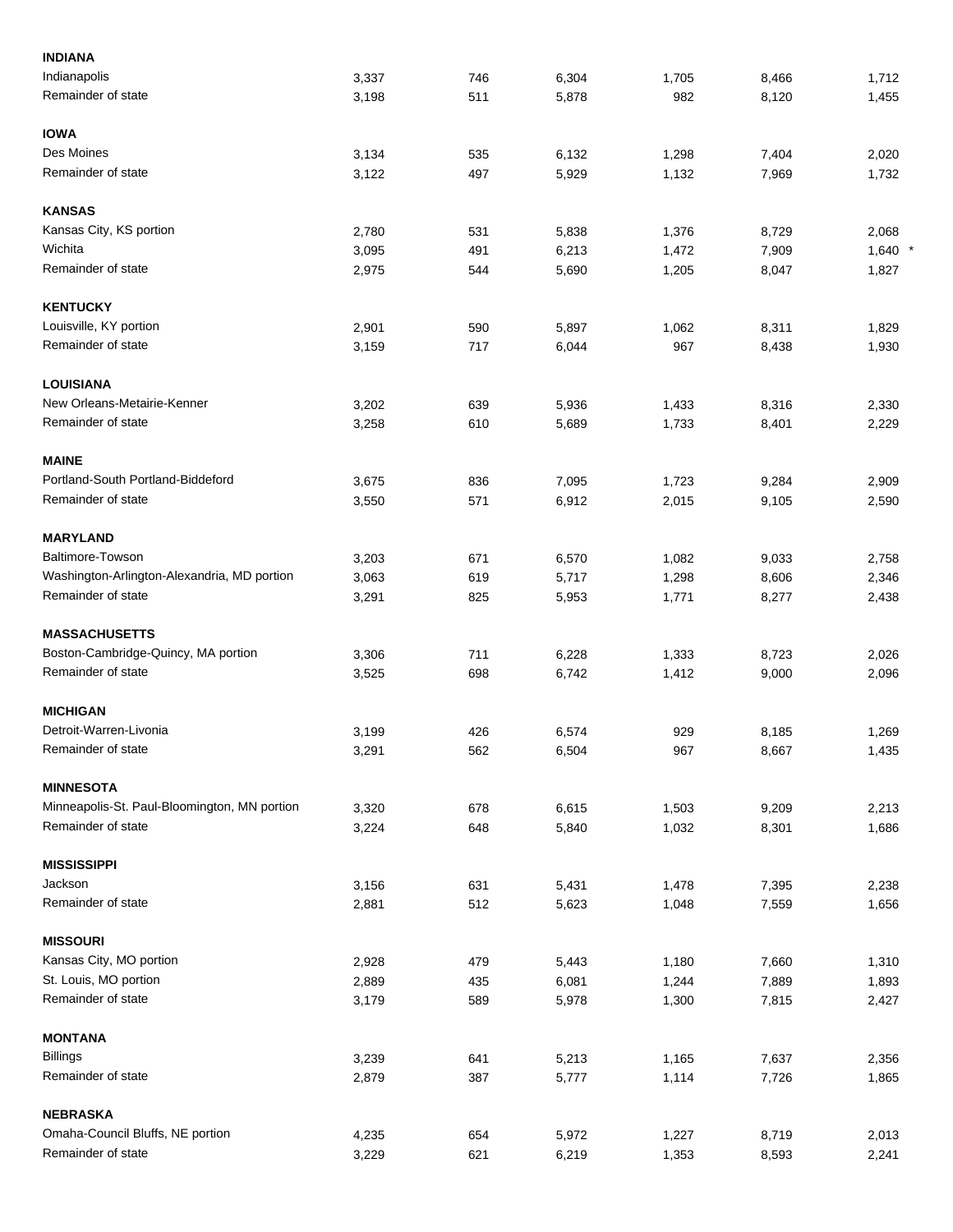| | | | | | | |
|---|---|---|---|---|---|---|
| **INDIANA** | | | | | | |
| Indianapolis | 3,337 | 746 | 6,304 | 1,705 | 8,466 | 1,712 |
| Remainder of state | 3,198 | 511 | 5,878 | 982 | 8,120 | 1,455 |
| **IOWA** | | | | | | |
| Des Moines | 3,134 | 535 | 6,132 | 1,298 | 7,404 | 2,020 |
| Remainder of state | 3,122 | 497 | 5,929 | 1,132 | 7,969 | 1,732 |
| **KANSAS** | | | | | | |
| Kansas City, KS portion | 2,780 | 531 | 5,838 | 1,376 | 8,729 | 2,068 |
| Wichita | 3,095 | 491 | 6,213 | 1,472 | 7,909 | 1,640 * |
| Remainder of state | 2,975 | 544 | 5,690 | 1,205 | 8,047 | 1,827 |
| **KENTUCKY** | | | | | | |
| Louisville, KY portion | 2,901 | 590 | 5,897 | 1,062 | 8,311 | 1,829 |
| Remainder of state | 3,159 | 717 | 6,044 | 967 | 8,438 | 1,930 |
| **LOUISIANA** | | | | | | |
| New Orleans-Metairie-Kenner | 3,202 | 639 | 5,936 | 1,433 | 8,316 | 2,330 |
| Remainder of state | 3,258 | 610 | 5,689 | 1,733 | 8,401 | 2,229 |
| **MAINE** | | | | | | |
| Portland-South Portland-Biddeford | 3,675 | 836 | 7,095 | 1,723 | 9,284 | 2,909 |
| Remainder of state | 3,550 | 571 | 6,912 | 2,015 | 9,105 | 2,590 |
| **MARYLAND** | | | | | | |
| Baltimore-Towson | 3,203 | 671 | 6,570 | 1,082 | 9,033 | 2,758 |
| Washington-Arlington-Alexandria, MD portion | 3,063 | 619 | 5,717 | 1,298 | 8,606 | 2,346 |
| Remainder of state | 3,291 | 825 | 5,953 | 1,771 | 8,277 | 2,438 |
| **MASSACHUSETTS** | | | | | | |
| Boston-Cambridge-Quincy, MA portion | 3,306 | 711 | 6,228 | 1,333 | 8,723 | 2,026 |
| Remainder of state | 3,525 | 698 | 6,742 | 1,412 | 9,000 | 2,096 |
| **MICHIGAN** | | | | | | |
| Detroit-Warren-Livonia | 3,199 | 426 | 6,574 | 929 | 8,185 | 1,269 |
| Remainder of state | 3,291 | 562 | 6,504 | 967 | 8,667 | 1,435 |
| **MINNESOTA** | | | | | | |
| Minneapolis-St. Paul-Bloomington, MN portion | 3,320 | 678 | 6,615 | 1,503 | 9,209 | 2,213 |
| Remainder of state | 3,224 | 648 | 5,840 | 1,032 | 8,301 | 1,686 |
| **MISSISSIPPI** | | | | | | |
| Jackson | 3,156 | 631 | 5,431 | 1,478 | 7,395 | 2,238 |
| Remainder of state | 2,881 | 512 | 5,623 | 1,048 | 7,559 | 1,656 |
| **MISSOURI** | | | | | | |
| Kansas City, MO portion | 2,928 | 479 | 5,443 | 1,180 | 7,660 | 1,310 |
| St. Louis, MO portion | 2,889 | 435 | 6,081 | 1,244 | 7,889 | 1,893 |
| Remainder of state | 3,179 | 589 | 5,978 | 1,300 | 7,815 | 2,427 |
| **MONTANA** | | | | | | |
| Billings | 3,239 | 641 | 5,213 | 1,165 | 7,637 | 2,356 |
| Remainder of state | 2,879 | 387 | 5,777 | 1,114 | 7,726 | 1,865 |
| **NEBRASKA** | | | | | | |
| Omaha-Council Bluffs, NE portion | 4,235 | 654 | 5,972 | 1,227 | 8,719 | 2,013 |
| Remainder of state | 3,229 | 621 | 6,219 | 1,353 | 8,593 | 2,241 |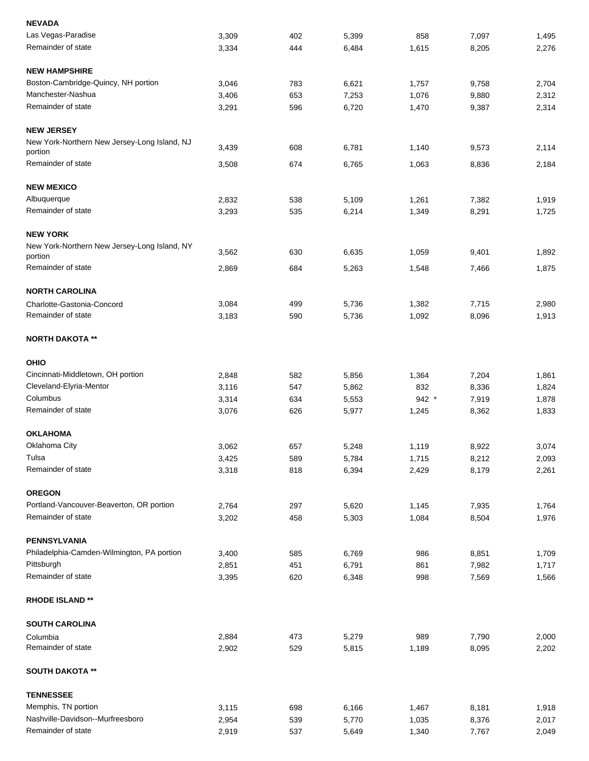| | | | | | | |
|---|---|---|---|---|---|---|
| **NEVADA** | | | | | | |
| Las Vegas-Paradise | 3,309 | 402 | 5,399 | 858 | 7,097 | 1,495 |
| Remainder of state | 3,334 | 444 | 6,484 | 1,615 | 8,205 | 2,276 |
| **NEW HAMPSHIRE** | | | | | | |
| Boston-Cambridge-Quincy, NH portion | 3,046 | 783 | 6,621 | 1,757 | 9,758 | 2,704 |
| Manchester-Nashua | 3,406 | 653 | 7,253 | 1,076 | 9,880 | 2,312 |
| Remainder of state | 3,291 | 596 | 6,720 | 1,470 | 9,387 | 2,314 |
| **NEW JERSEY** | | | | | | |
| New York-Northern New Jersey-Long Island, NJ portion | 3,439 | 608 | 6,781 | 1,140 | 9,573 | 2,114 |
| Remainder of state | 3,508 | 674 | 6,765 | 1,063 | 8,836 | 2,184 |
| **NEW MEXICO** | | | | | | |
| Albuquerque | 2,832 | 538 | 5,109 | 1,261 | 7,382 | 1,919 |
| Remainder of state | 3,293 | 535 | 6,214 | 1,349 | 8,291 | 1,725 |
| **NEW YORK** | | | | | | |
| New York-Northern New Jersey-Long Island, NY portion | 3,562 | 630 | 6,635 | 1,059 | 9,401 | 1,892 |
| Remainder of state | 2,869 | 684 | 5,263 | 1,548 | 7,466 | 1,875 |
| **NORTH CAROLINA** | | | | | | |
| Charlotte-Gastonia-Concord | 3,084 | 499 | 5,736 | 1,382 | 7,715 | 2,980 |
| Remainder of state | 3,183 | 590 | 5,736 | 1,092 | 8,096 | 1,913 |
| **NORTH DAKOTA** ** | | | | | | |
| **OHIO** | | | | | | |
| Cincinnati-Middletown, OH portion | 2,848 | 582 | 5,856 | 1,364 | 7,204 | 1,861 |
| Cleveland-Elyria-Mentor | 3,116 | 547 | 5,862 | 832 | 8,336 | 1,824 |
| Columbus | 3,314 | 634 | 5,553 | 942 * | 7,919 | 1,878 |
| Remainder of state | 3,076 | 626 | 5,977 | 1,245 | 8,362 | 1,833 |
| **OKLAHOMA** | | | | | | |
| Oklahoma City | 3,062 | 657 | 5,248 | 1,119 | 8,922 | 3,074 |
| Tulsa | 3,425 | 589 | 5,784 | 1,715 | 8,212 | 2,093 |
| Remainder of state | 3,318 | 818 | 6,394 | 2,429 | 8,179 | 2,261 |
| **OREGON** | | | | | | |
| Portland-Vancouver-Beaverton, OR portion | 2,764 | 297 | 5,620 | 1,145 | 7,935 | 1,764 |
| Remainder of state | 3,202 | 458 | 5,303 | 1,084 | 8,504 | 1,976 |
| **PENNSYLVANIA** | | | | | | |
| Philadelphia-Camden-Wilmington, PA portion | 3,400 | 585 | 6,769 | 986 | 8,851 | 1,709 |
| Pittsburgh | 2,851 | 451 | 6,791 | 861 | 7,982 | 1,717 |
| Remainder of state | 3,395 | 620 | 6,348 | 998 | 7,569 | 1,566 |
| **RHODE ISLAND** ** | | | | | | |
| **SOUTH CAROLINA** | | | | | | |
| Columbia | 2,884 | 473 | 5,279 | 989 | 7,790 | 2,000 |
| Remainder of state | 2,902 | 529 | 5,815 | 1,189 | 8,095 | 2,202 |
| **SOUTH DAKOTA** ** | | | | | | |
| **TENNESSEE** | | | | | | |
| Memphis, TN portion | 3,115 | 698 | 6,166 | 1,467 | 8,181 | 1,918 |
| Nashville-Davidson--Murfreesboro | 2,954 | 539 | 5,770 | 1,035 | 8,376 | 2,017 |
| Remainder of state | 2,919 | 537 | 5,649 | 1,340 | 7,767 | 2,049 |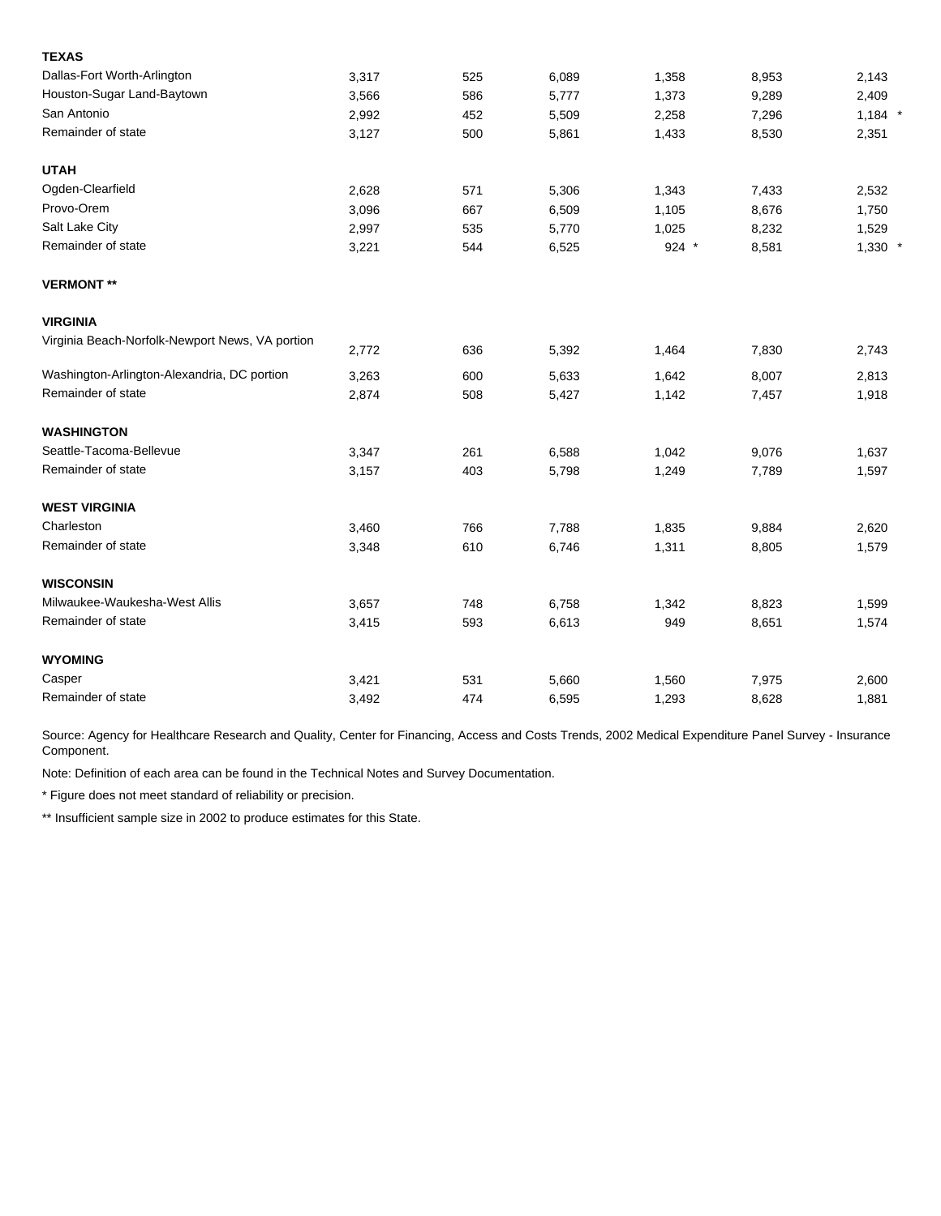| | | | | | | |
|---|---|---|---|---|---|---|
| **TEXAS** | | | | | | |
| Dallas-Fort Worth-Arlington | 3,317 | 525 | 6,089 | 1,358 | 8,953 | 2,143 |
| Houston-Sugar Land-Baytown | 3,566 | 586 | 5,777 | 1,373 | 9,289 | 2,409 |
| San Antonio | 2,992 | 452 | 5,509 | 2,258 | 7,296 | 1,184 * |
| Remainder of state | 3,127 | 500 | 5,861 | 1,433 | 8,530 | 2,351 |
| **UTAH** | | | | | | |
| Ogden-Clearfield | 2,628 | 571 | 5,306 | 1,343 | 7,433 | 2,532 |
| Provo-Orem | 3,096 | 667 | 6,509 | 1,105 | 8,676 | 1,750 |
| Salt Lake City | 2,997 | 535 | 5,770 | 1,025 | 8,232 | 1,529 |
| Remainder of state | 3,221 | 544 | 6,525 | 924 * | 8,581 | 1,330 * |
| **VERMONT** ** | | | | | | |
| **VIRGINIA** | | | | | | |
| Virginia Beach-Norfolk-Newport News, VA portion | 2,772 | 636 | 5,392 | 1,464 | 7,830 | 2,743 |
| Washington-Arlington-Alexandria, DC portion | 3,263 | 600 | 5,633 | 1,642 | 8,007 | 2,813 |
| Remainder of state | 2,874 | 508 | 5,427 | 1,142 | 7,457 | 1,918 |
| **WASHINGTON** | | | | | | |
| Seattle-Tacoma-Bellevue | 3,347 | 261 | 6,588 | 1,042 | 9,076 | 1,637 |
| Remainder of state | 3,157 | 403 | 5,798 | 1,249 | 7,789 | 1,597 |
| **WEST VIRGINIA** | | | | | | |
| Charleston | 3,460 | 766 | 7,788 | 1,835 | 9,884 | 2,620 |
| Remainder of state | 3,348 | 610 | 6,746 | 1,311 | 8,805 | 1,579 |
| **WISCONSIN** | | | | | | |
| Milwaukee-Waukesha-West Allis | 3,657 | 748 | 6,758 | 1,342 | 8,823 | 1,599 |
| Remainder of state | 3,415 | 593 | 6,613 | 949 | 8,651 | 1,574 |
| **WYOMING** | | | | | | |
| Casper | 3,421 | 531 | 5,660 | 1,560 | 7,975 | 2,600 |
| Remainder of state | 3,492 | 474 | 6,595 | 1,293 | 8,628 | 1,881 |

Source: Agency for Healthcare Research and Quality, Center for Financing, Access and Costs Trends, 2002 Medical Expenditure Panel Survey - Insurance Component.

Note: Definition of each area can be found in the Technical Notes and Survey Documentation.

* Figure does not meet standard of reliability or precision.

** Insufficient sample size in 2002 to produce estimates for this State.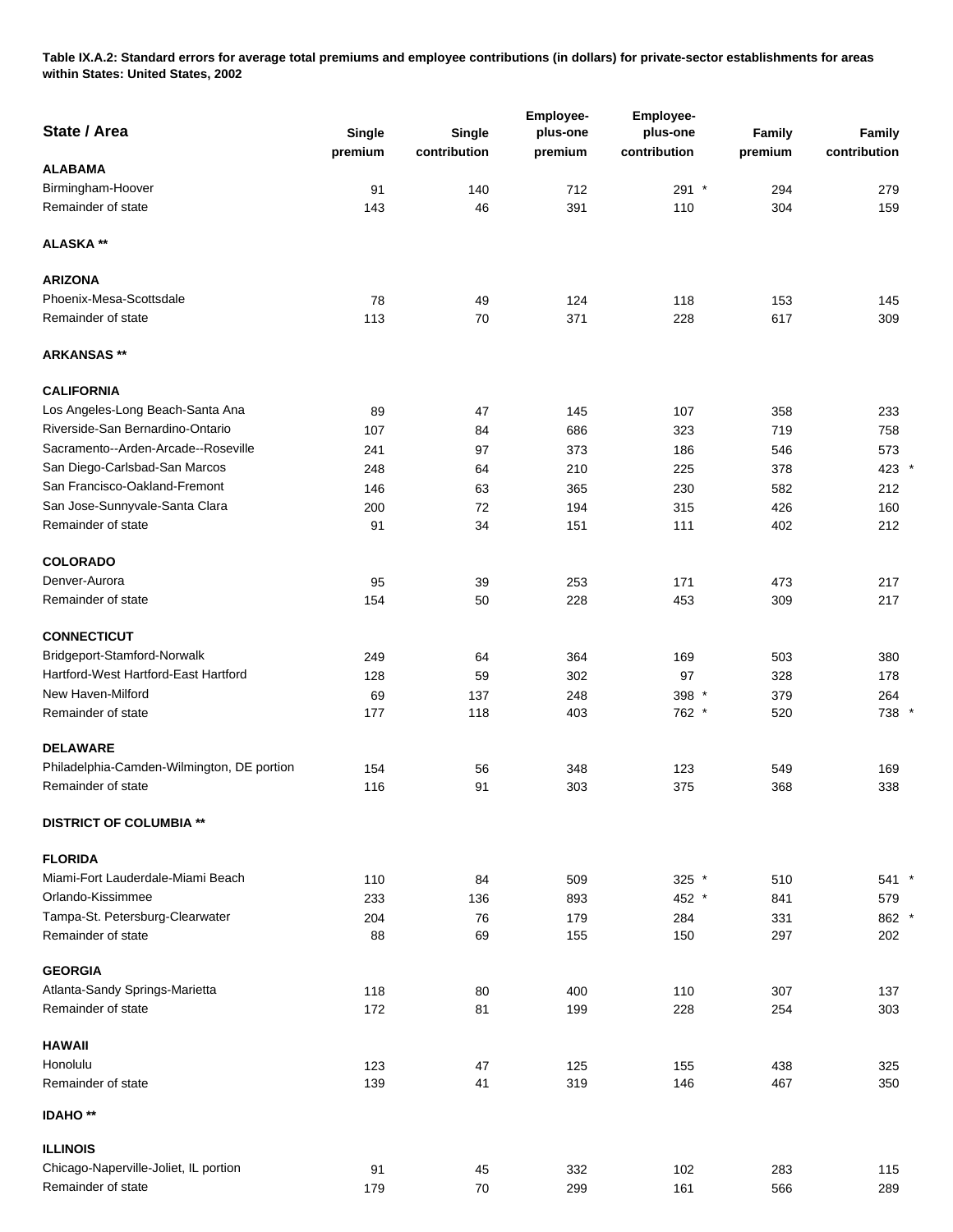**Table IX.A.2: Standard errors for average total premiums and employee contributions (in dollars) for private-sector establishments for areas within States: United States, 2002**

| State / Area | Single premium | Single contribution | Employee-plus-one premium | Employee-plus-one contribution | Family premium | Family contribution |
|---|---|---|---|---|---|---|
| **ALABAMA** | | | | | | |
| Birmingham-Hoover | 91 | 140 | 712 | 291 * | 294 | 279 |
| Remainder of state | 143 | 46 | 391 | 110 | 304 | 159 |
| **ALASKA **** | | | | | | |
| **ARIZONA** | | | | | | |
| Phoenix-Mesa-Scottsdale | 78 | 49 | 124 | 118 | 153 | 145 |
| Remainder of state | 113 | 70 | 371 | 228 | 617 | 309 |
| **ARKANSAS **** | | | | | | |
| **CALIFORNIA** | | | | | | |
| Los Angeles-Long Beach-Santa Ana | 89 | 47 | 145 | 107 | 358 | 233 |
| Riverside-San Bernardino-Ontario | 107 | 84 | 686 | 323 | 719 | 758 |
| Sacramento--Arden-Arcade--Roseville | 241 | 97 | 373 | 186 | 546 | 573 |
| San Diego-Carlsbad-San Marcos | 248 | 64 | 210 | 225 | 378 | 423 * |
| San Francisco-Oakland-Fremont | 146 | 63 | 365 | 230 | 582 | 212 |
| San Jose-Sunnyvale-Santa Clara | 200 | 72 | 194 | 315 | 426 | 160 |
| Remainder of state | 91 | 34 | 151 | 111 | 402 | 212 |
| **COLORADO** | | | | | | |
| Denver-Aurora | 95 | 39 | 253 | 171 | 473 | 217 |
| Remainder of state | 154 | 50 | 228 | 453 | 309 | 217 |
| **CONNECTICUT** | | | | | | |
| Bridgeport-Stamford-Norwalk | 249 | 64 | 364 | 169 | 503 | 380 |
| Hartford-West Hartford-East Hartford | 128 | 59 | 302 | 97 | 328 | 178 |
| New Haven-Milford | 69 | 137 | 248 | 398 * | 379 | 264 |
| Remainder of state | 177 | 118 | 403 | 762 * | 520 | 738 * |
| **DELAWARE** | | | | | | |
| Philadelphia-Camden-Wilmington, DE portion | 154 | 56 | 348 | 123 | 549 | 169 |
| Remainder of state | 116 | 91 | 303 | 375 | 368 | 338 |
| **DISTRICT OF COLUMBIA **** | | | | | | |
| **FLORIDA** | | | | | | |
| Miami-Fort Lauderdale-Miami Beach | 110 | 84 | 509 | 325 * | 510 | 541 * |
| Orlando-Kissimmee | 233 | 136 | 893 | 452 * | 841 | 579 |
| Tampa-St. Petersburg-Clearwater | 204 | 76 | 179 | 284 | 331 | 862 * |
| Remainder of state | 88 | 69 | 155 | 150 | 297 | 202 |
| **GEORGIA** | | | | | | |
| Atlanta-Sandy Springs-Marietta | 118 | 80 | 400 | 110 | 307 | 137 |
| Remainder of state | 172 | 81 | 199 | 228 | 254 | 303 |
| **HAWAII** | | | | | | |
| Honolulu | 123 | 47 | 125 | 155 | 438 | 325 |
| Remainder of state | 139 | 41 | 319 | 146 | 467 | 350 |
| **IDAHO **** | | | | | | |
| **ILLINOIS** | | | | | | |
| Chicago-Naperville-Joliet, IL portion | 91 | 45 | 332 | 102 | 283 | 115 |
| Remainder of state | 179 | 70 | 299 | 161 | 566 | 289 |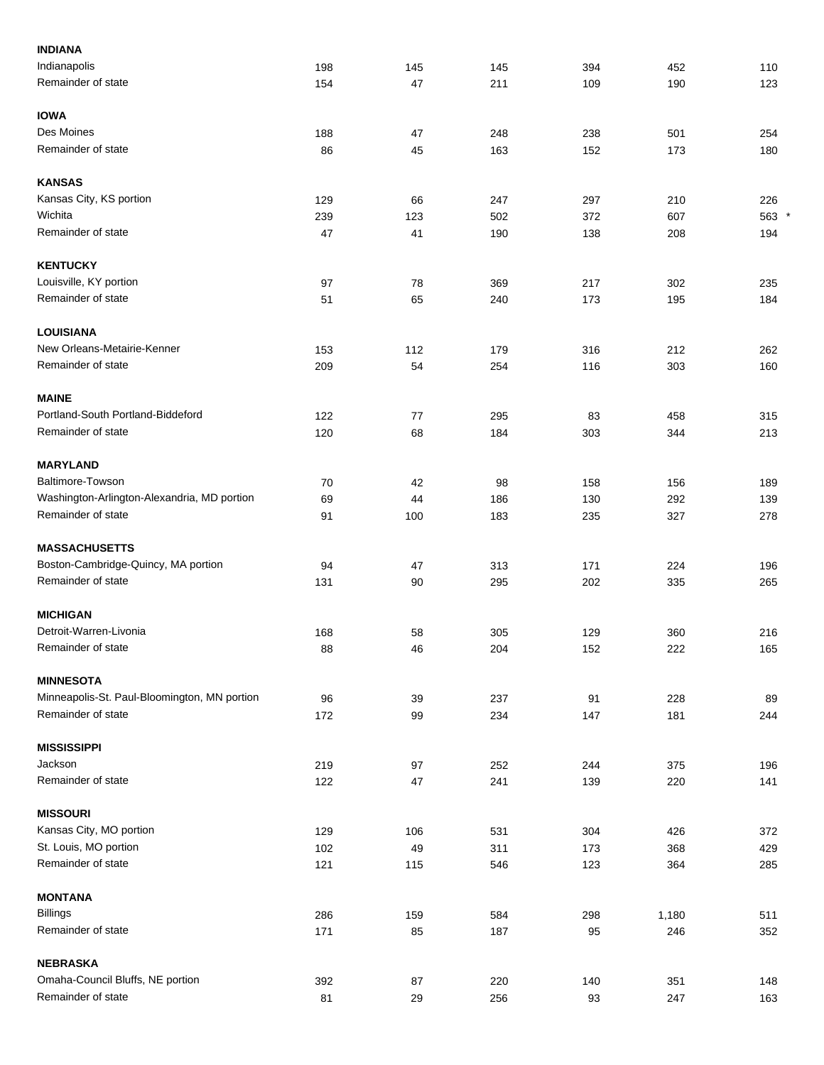| | | | | | | |
|---|---|---|---|---|---|---|
| **INDIANA** | | | | | | |
| Indianapolis | 198 | 145 | 145 | 394 | 452 | 110 |
| Remainder of state | 154 | 47 | 211 | 109 | 190 | 123 |
| **IOWA** | | | | | | |
| Des Moines | 188 | 47 | 248 | 238 | 501 | 254 |
| Remainder of state | 86 | 45 | 163 | 152 | 173 | 180 |
| **KANSAS** | | | | | | |
| Kansas City, KS portion | 129 | 66 | 247 | 297 | 210 | 226 |
| Wichita | 239 | 123 | 502 | 372 | 607 | 563 * |
| Remainder of state | 47 | 41 | 190 | 138 | 208 | 194 |
| **KENTUCKY** | | | | | | |
| Louisville, KY portion | 97 | 78 | 369 | 217 | 302 | 235 |
| Remainder of state | 51 | 65 | 240 | 173 | 195 | 184 |
| **LOUISIANA** | | | | | | |
| New Orleans-Metairie-Kenner | 153 | 112 | 179 | 316 | 212 | 262 |
| Remainder of state | 209 | 54 | 254 | 116 | 303 | 160 |
| **MAINE** | | | | | | |
| Portland-South Portland-Biddeford | 122 | 77 | 295 | 83 | 458 | 315 |
| Remainder of state | 120 | 68 | 184 | 303 | 344 | 213 |
| **MARYLAND** | | | | | | |
| Baltimore-Towson | 70 | 42 | 98 | 158 | 156 | 189 |
| Washington-Arlington-Alexandria, MD portion | 69 | 44 | 186 | 130 | 292 | 139 |
| Remainder of state | 91 | 100 | 183 | 235 | 327 | 278 |
| **MASSACHUSETTS** | | | | | | |
| Boston-Cambridge-Quincy, MA portion | 94 | 47 | 313 | 171 | 224 | 196 |
| Remainder of state | 131 | 90 | 295 | 202 | 335 | 265 |
| **MICHIGAN** | | | | | | |
| Detroit-Warren-Livonia | 168 | 58 | 305 | 129 | 360 | 216 |
| Remainder of state | 88 | 46 | 204 | 152 | 222 | 165 |
| **MINNESOTA** | | | | | | |
| Minneapolis-St. Paul-Bloomington, MN portion | 96 | 39 | 237 | 91 | 228 | 89 |
| Remainder of state | 172 | 99 | 234 | 147 | 181 | 244 |
| **MISSISSIPPI** | | | | | | |
| Jackson | 219 | 97 | 252 | 244 | 375 | 196 |
| Remainder of state | 122 | 47 | 241 | 139 | 220 | 141 |
| **MISSOURI** | | | | | | |
| Kansas City, MO portion | 129 | 106 | 531 | 304 | 426 | 372 |
| St. Louis, MO portion | 102 | 49 | 311 | 173 | 368 | 429 |
| Remainder of state | 121 | 115 | 546 | 123 | 364 | 285 |
| **MONTANA** | | | | | | |
| Billings | 286 | 159 | 584 | 298 | 1,180 | 511 |
| Remainder of state | 171 | 85 | 187 | 95 | 246 | 352 |
| **NEBRASKA** | | | | | | |
| Omaha-Council Bluffs, NE portion | 392 | 87 | 220 | 140 | 351 | 148 |
| Remainder of state | 81 | 29 | 256 | 93 | 247 | 163 |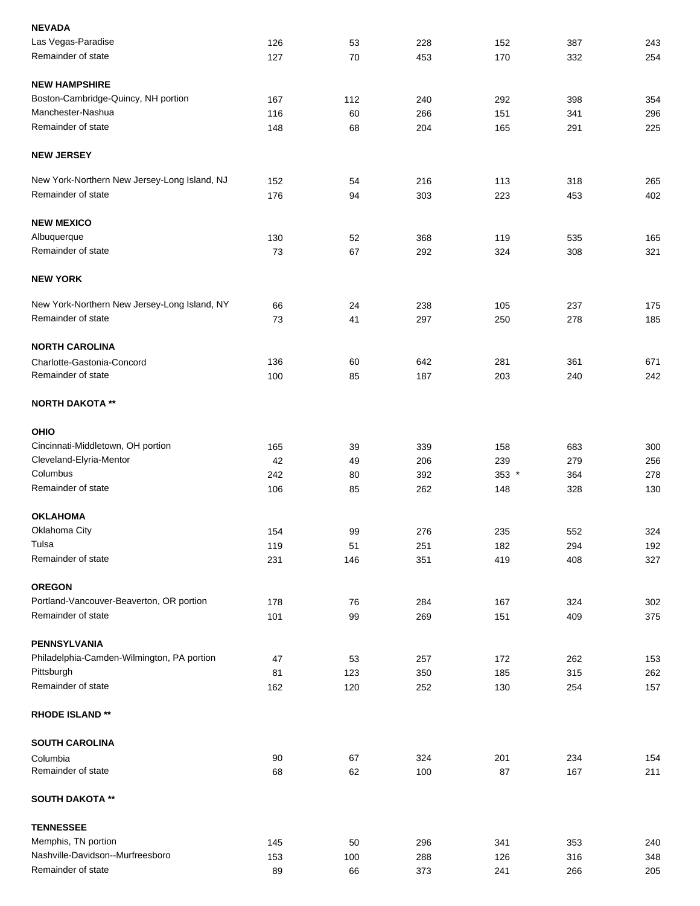| | | | | | | |
|---|---|---|---|---|---|---|
| **NEVADA** | | | | | | |
| Las Vegas-Paradise | 126 | 53 | 228 | 152 | 387 | 243 |
| Remainder of state | 127 | 70 | 453 | 170 | 332 | 254 |
| **NEW HAMPSHIRE** | | | | | | |
| Boston-Cambridge-Quincy, NH portion | 167 | 112 | 240 | 292 | 398 | 354 |
| Manchester-Nashua | 116 | 60 | 266 | 151 | 341 | 296 |
| Remainder of state | 148 | 68 | 204 | 165 | 291 | 225 |
| **NEW JERSEY** | | | | | | |
| New York-Northern New Jersey-Long Island, NJ | 152 | 54 | 216 | 113 | 318 | 265 |
| Remainder of state | 176 | 94 | 303 | 223 | 453 | 402 |
| **NEW MEXICO** | | | | | | |
| Albuquerque | 130 | 52 | 368 | 119 | 535 | 165 |
| Remainder of state | 73 | 67 | 292 | 324 | 308 | 321 |
| **NEW YORK** | | | | | | |
| New York-Northern New Jersey-Long Island, NY | 66 | 24 | 238 | 105 | 237 | 175 |
| Remainder of state | 73 | 41 | 297 | 250 | 278 | 185 |
| **NORTH CAROLINA** | | | | | | |
| Charlotte-Gastonia-Concord | 136 | 60 | 642 | 281 | 361 | 671 |
| Remainder of state | 100 | 85 | 187 | 203 | 240 | 242 |
| **NORTH DAKOTA** ** | | | | | | |
| **OHIO** | | | | | | |
| Cincinnati-Middletown, OH portion | 165 | 39 | 339 | 158 | 683 | 300 |
| Cleveland-Elyria-Mentor | 42 | 49 | 206 | 239 | 279 | 256 |
| Columbus | 242 | 80 | 392 | 353 * | 364 | 278 |
| Remainder of state | 106 | 85 | 262 | 148 | 328 | 130 |
| **OKLAHOMA** | | | | | | |
| Oklahoma City | 154 | 99 | 276 | 235 | 552 | 324 |
| Tulsa | 119 | 51 | 251 | 182 | 294 | 192 |
| Remainder of state | 231 | 146 | 351 | 419 | 408 | 327 |
| **OREGON** | | | | | | |
| Portland-Vancouver-Beaverton, OR portion | 178 | 76 | 284 | 167 | 324 | 302 |
| Remainder of state | 101 | 99 | 269 | 151 | 409 | 375 |
| **PENNSYLVANIA** | | | | | | |
| Philadelphia-Camden-Wilmington, PA portion | 47 | 53 | 257 | 172 | 262 | 153 |
| Pittsburgh | 81 | 123 | 350 | 185 | 315 | 262 |
| Remainder of state | 162 | 120 | 252 | 130 | 254 | 157 |
| **RHODE ISLAND** ** | | | | | | |
| **SOUTH CAROLINA** | | | | | | |
| Columbia | 90 | 67 | 324 | 201 | 234 | 154 |
| Remainder of state | 68 | 62 | 100 | 87 | 167 | 211 |
| **SOUTH DAKOTA** ** | | | | | | |
| **TENNESSEE** | | | | | | |
| Memphis, TN portion | 145 | 50 | 296 | 341 | 353 | 240 |
| Nashville-Davidson--Murfreesboro | 153 | 100 | 288 | 126 | 316 | 348 |
| Remainder of state | 89 | 66 | 373 | 241 | 266 | 205 |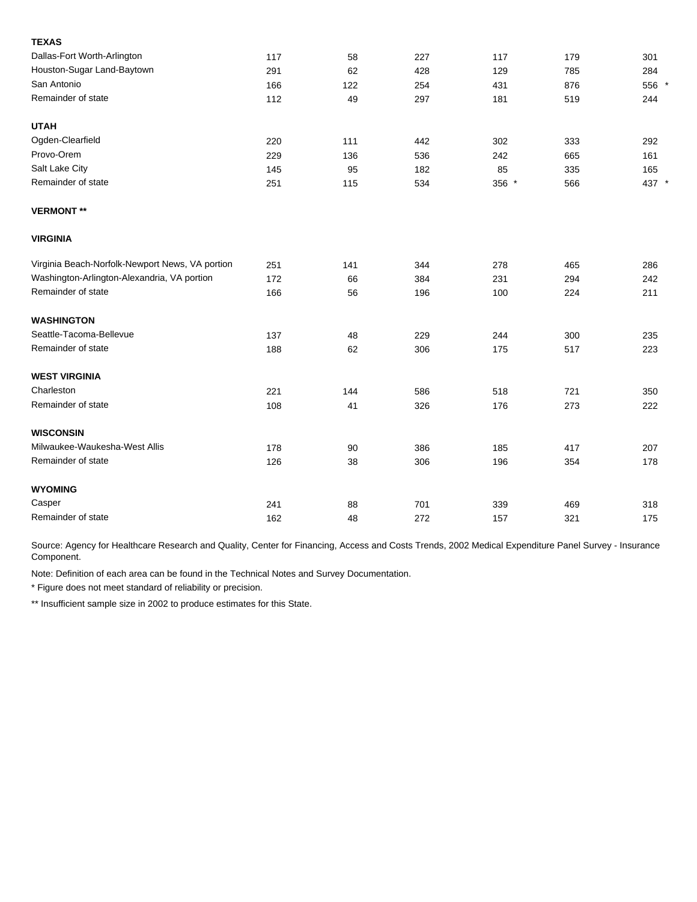| | | | | | | |
|---|---|---|---|---|---|---|
| **TEXAS** | | | | | | |
| Dallas-Fort Worth-Arlington | 117 | 58 | 227 | 117 | 179 | 301 |
| Houston-Sugar Land-Baytown | 291 | 62 | 428 | 129 | 785 | 284 |
| San Antonio | 166 | 122 | 254 | 431 | 876 | 556 * |
| Remainder of state | 112 | 49 | 297 | 181 | 519 | 244 |
| **UTAH** | | | | | | |
| Ogden-Clearfield | 220 | 111 | 442 | 302 | 333 | 292 |
| Provo-Orem | 229 | 136 | 536 | 242 | 665 | 161 |
| Salt Lake City | 145 | 95 | 182 | 85 | 335 | 165 |
| Remainder of state | 251 | 115 | 534 | 356 * | 566 | 437 * |
| **VERMONT** ** | | | | | | |
| **VIRGINIA** | | | | | | |
| Virginia Beach-Norfolk-Newport News, VA portion | 251 | 141 | 344 | 278 | 465 | 286 |
| Washington-Arlington-Alexandria, VA portion | 172 | 66 | 384 | 231 | 294 | 242 |
| Remainder of state | 166 | 56 | 196 | 100 | 224 | 211 |
| **WASHINGTON** | | | | | | |
| Seattle-Tacoma-Bellevue | 137 | 48 | 229 | 244 | 300 | 235 |
| Remainder of state | 188 | 62 | 306 | 175 | 517 | 223 |
| **WEST VIRGINIA** | | | | | | |
| Charleston | 221 | 144 | 586 | 518 | 721 | 350 |
| Remainder of state | 108 | 41 | 326 | 176 | 273 | 222 |
| **WISCONSIN** | | | | | | |
| Milwaukee-Waukesha-West Allis | 178 | 90 | 386 | 185 | 417 | 207 |
| Remainder of state | 126 | 38 | 306 | 196 | 354 | 178 |
| **WYOMING** | | | | | | |
| Casper | 241 | 88 | 701 | 339 | 469 | 318 |
| Remainder of state | 162 | 48 | 272 | 157 | 321 | 175 |

Source: Agency for Healthcare Research and Quality, Center for Financing, Access and Costs Trends, 2002 Medical Expenditure Panel Survey - Insurance Component.

Note: Definition of each area can be found in the Technical Notes and Survey Documentation.

* Figure does not meet standard of reliability or precision.

** Insufficient sample size in 2002 to produce estimates for this State.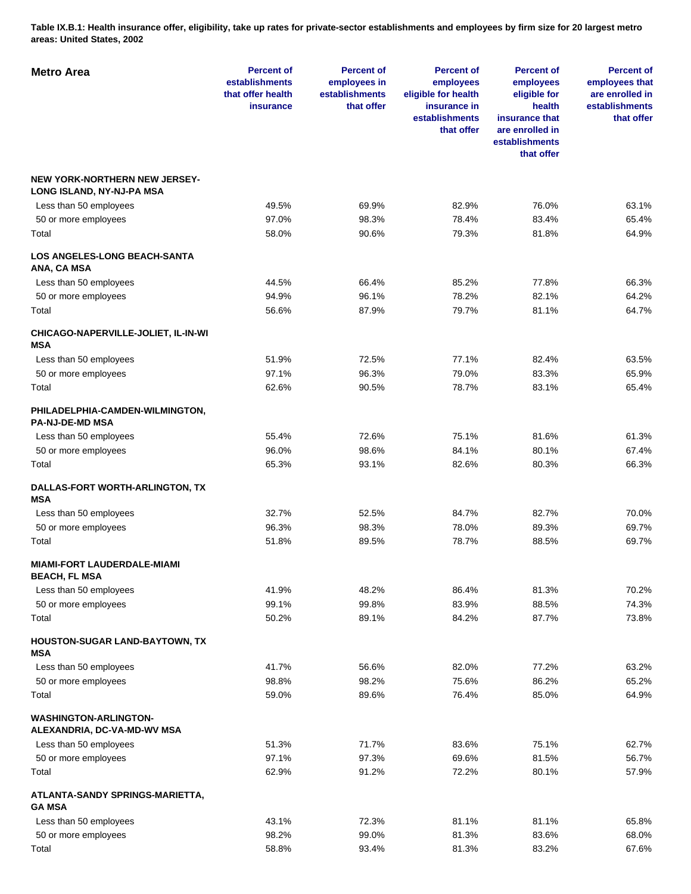**Table IX.B.1: Health insurance offer, eligibility, take up rates for private-sector establishments and employees by firm size for 20 largest metro areas: United States, 2002**

| Metro Area | Percent of establishments that offer health insurance | Percent of employees in establishments that offer | Percent of employees eligible for health insurance in establishments that offer | Percent of employees eligible for health insurance that are enrolled in establishments that offer | Percent of employees that are enrolled in establishments that offer |
|---|---|---|---|---|---|
| **NEW YORK-NORTHERN NEW JERSEY-LONG ISLAND, NY-NJ-PA MSA** | | | | | |
| Less than 50 employees | 49.5% | 69.9% | 82.9% | 76.0% | 63.1% |
| 50 or more employees | 97.0% | 98.3% | 78.4% | 83.4% | 65.4% |
| Total | 58.0% | 90.6% | 79.3% | 81.8% | 64.9% |
| **LOS ANGELES-LONG BEACH-SANTA ANA, CA MSA** | | | | | |
| Less than 50 employees | 44.5% | 66.4% | 85.2% | 77.8% | 66.3% |
| 50 or more employees | 94.9% | 96.1% | 78.2% | 82.1% | 64.2% |
| Total | 56.6% | 87.9% | 79.7% | 81.1% | 64.7% |
| **CHICAGO-NAPERVILLE-JOLIET, IL-IN-WI MSA** | | | | | |
| Less than 50 employees | 51.9% | 72.5% | 77.1% | 82.4% | 63.5% |
| 50 or more employees | 97.1% | 96.3% | 79.0% | 83.3% | 65.9% |
| Total | 62.6% | 90.5% | 78.7% | 83.1% | 65.4% |
| **PHILADELPHIA-CAMDEN-WILMINGTON, PA-NJ-DE-MD MSA** | | | | | |
| Less than 50 employees | 55.4% | 72.6% | 75.1% | 81.6% | 61.3% |
| 50 or more employees | 96.0% | 98.6% | 84.1% | 80.1% | 67.4% |
| Total | 65.3% | 93.1% | 82.6% | 80.3% | 66.3% |
| **DALLAS-FORT WORTH-ARLINGTON, TX MSA** | | | | | |
| Less than 50 employees | 32.7% | 52.5% | 84.7% | 82.7% | 70.0% |
| 50 or more employees | 96.3% | 98.3% | 78.0% | 89.3% | 69.7% |
| Total | 51.8% | 89.5% | 78.7% | 88.5% | 69.7% |
| **MIAMI-FORT LAUDERDALE-MIAMI BEACH, FL MSA** | | | | | |
| Less than 50 employees | 41.9% | 48.2% | 86.4% | 81.3% | 70.2% |
| 50 or more employees | 99.1% | 99.8% | 83.9% | 88.5% | 74.3% |
| Total | 50.2% | 89.1% | 84.2% | 87.7% | 73.8% |
| **HOUSTON-SUGAR LAND-BAYTOWN, TX MSA** | | | | | |
| Less than 50 employees | 41.7% | 56.6% | 82.0% | 77.2% | 63.2% |
| 50 or more employees | 98.8% | 98.2% | 75.6% | 86.2% | 65.2% |
| Total | 59.0% | 89.6% | 76.4% | 85.0% | 64.9% |
| **WASHINGTON-ARLINGTON-ALEXANDRIA, DC-VA-MD-WV MSA** | | | | | |
| Less than 50 employees | 51.3% | 71.7% | 83.6% | 75.1% | 62.7% |
| 50 or more employees | 97.1% | 97.3% | 69.6% | 81.5% | 56.7% |
| Total | 62.9% | 91.2% | 72.2% | 80.1% | 57.9% |
| **ATLANTA-SANDY SPRINGS-MARIETTA, GA MSA** | | | | | |
| Less than 50 employees | 43.1% | 72.3% | 81.1% | 81.1% | 65.8% |
| 50 or more employees | 98.2% | 99.0% | 81.3% | 83.6% | 68.0% |
| Total | 58.8% | 93.4% | 81.3% | 83.2% | 67.6% |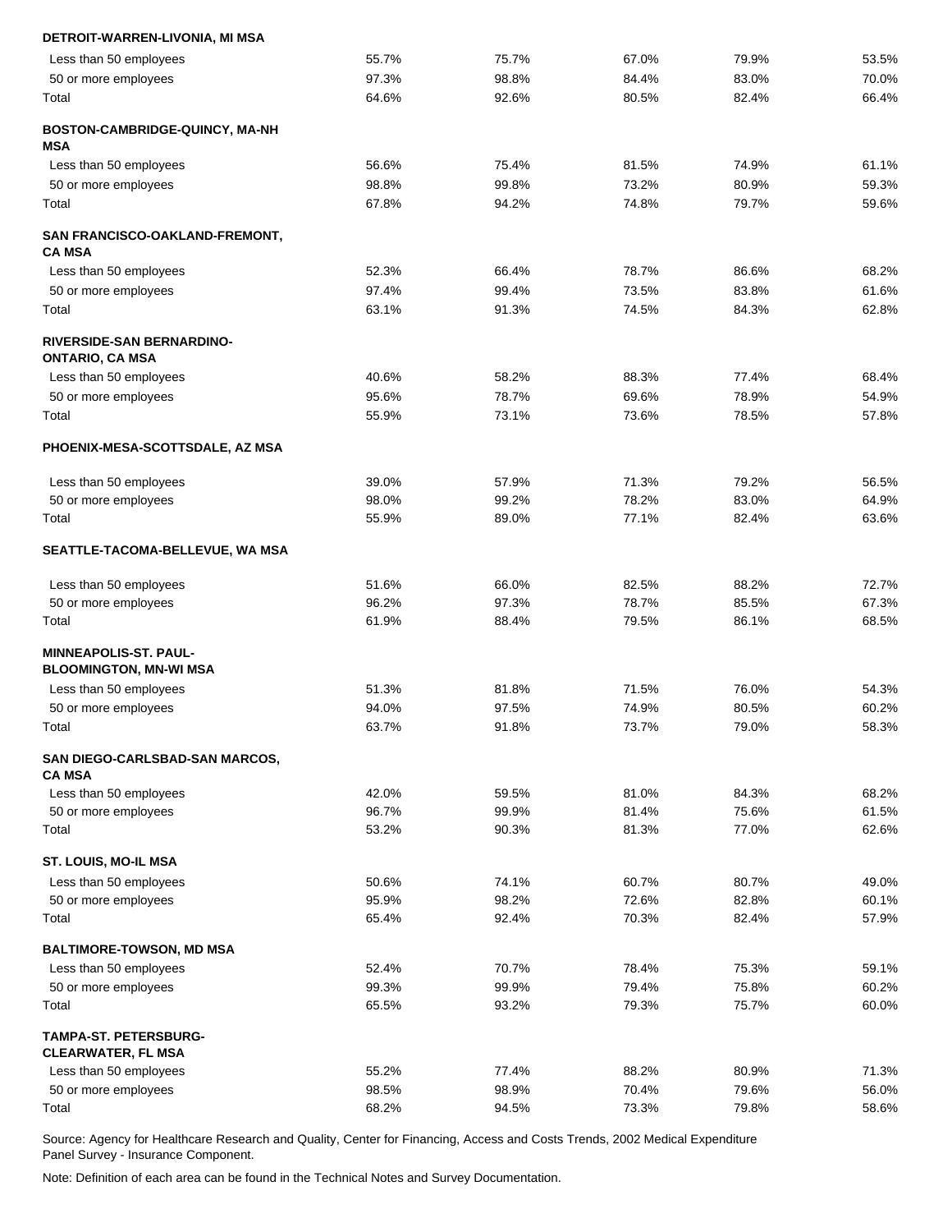| | | | | | |
|---|---|---|---|---|---|
| **DETROIT-WARREN-LIVONIA, MI MSA** | | | | | |
| Less than 50 employees | 55.7% | 75.7% | 67.0% | 79.9% | 53.5% |
| 50 or more employees | 97.3% | 98.8% | 84.4% | 83.0% | 70.0% |
| Total | 64.6% | 92.6% | 80.5% | 82.4% | 66.4% |
| **BOSTON-CAMBRIDGE-QUINCY, MA-NH MSA** | | | | | |
| Less than 50 employees | 56.6% | 75.4% | 81.5% | 74.9% | 61.1% |
| 50 or more employees | 98.8% | 99.8% | 73.2% | 80.9% | 59.3% |
| Total | 67.8% | 94.2% | 74.8% | 79.7% | 59.6% |
| **SAN FRANCISCO-OAKLAND-FREMONT, CA MSA** | | | | | |
| Less than 50 employees | 52.3% | 66.4% | 78.7% | 86.6% | 68.2% |
| 50 or more employees | 97.4% | 99.4% | 73.5% | 83.8% | 61.6% |
| Total | 63.1% | 91.3% | 74.5% | 84.3% | 62.8% |
| **RIVERSIDE-SAN BERNARDINO-ONTARIO, CA MSA** | | | | | |
| Less than 50 employees | 40.6% | 58.2% | 88.3% | 77.4% | 68.4% |
| 50 or more employees | 95.6% | 78.7% | 69.6% | 78.9% | 54.9% |
| Total | 55.9% | 73.1% | 73.6% | 78.5% | 57.8% |
| **PHOENIX-MESA-SCOTTSDALE, AZ MSA** | | | | | |
| Less than 50 employees | 39.0% | 57.9% | 71.3% | 79.2% | 56.5% |
| 50 or more employees | 98.0% | 99.2% | 78.2% | 83.0% | 64.9% |
| Total | 55.9% | 89.0% | 77.1% | 82.4% | 63.6% |
| **SEATTLE-TACOMA-BELLEVUE, WA MSA** | | | | | |
| Less than 50 employees | 51.6% | 66.0% | 82.5% | 88.2% | 72.7% |
| 50 or more employees | 96.2% | 97.3% | 78.7% | 85.5% | 67.3% |
| Total | 61.9% | 88.4% | 79.5% | 86.1% | 68.5% |
| **MINNEAPOLIS-ST. PAUL-BLOOMINGTON, MN-WI MSA** | | | | | |
| Less than 50 employees | 51.3% | 81.8% | 71.5% | 76.0% | 54.3% |
| 50 or more employees | 94.0% | 97.5% | 74.9% | 80.5% | 60.2% |
| Total | 63.7% | 91.8% | 73.7% | 79.0% | 58.3% |
| **SAN DIEGO-CARLSBAD-SAN MARCOS, CA MSA** | | | | | |
| Less than 50 employees | 42.0% | 59.5% | 81.0% | 84.3% | 68.2% |
| 50 or more employees | 96.7% | 99.9% | 81.4% | 75.6% | 61.5% |
| Total | 53.2% | 90.3% | 81.3% | 77.0% | 62.6% |
| **ST. LOUIS, MO-IL MSA** | | | | | |
| Less than 50 employees | 50.6% | 74.1% | 60.7% | 80.7% | 49.0% |
| 50 or more employees | 95.9% | 98.2% | 72.6% | 82.8% | 60.1% |
| Total | 65.4% | 92.4% | 70.3% | 82.4% | 57.9% |
| **BALTIMORE-TOWSON, MD MSA** | | | | | |
| Less than 50 employees | 52.4% | 70.7% | 78.4% | 75.3% | 59.1% |
| 50 or more employees | 99.3% | 99.9% | 79.4% | 75.8% | 60.2% |
| Total | 65.5% | 93.2% | 79.3% | 75.7% | 60.0% |
| **TAMPA-ST. PETERSBURG-CLEARWATER, FL MSA** | | | | | |
| Less than 50 employees | 55.2% | 77.4% | 88.2% | 80.9% | 71.3% |
| 50 or more employees | 98.5% | 98.9% | 70.4% | 79.6% | 56.0% |
| Total | 68.2% | 94.5% | 73.3% | 79.8% | 58.6% |

Source: Agency for Healthcare Research and Quality, Center for Financing, Access and Costs Trends, 2002 Medical Expenditure Panel Survey - Insurance Component.

Note: Definition of each area can be found in the Technical Notes and Survey Documentation.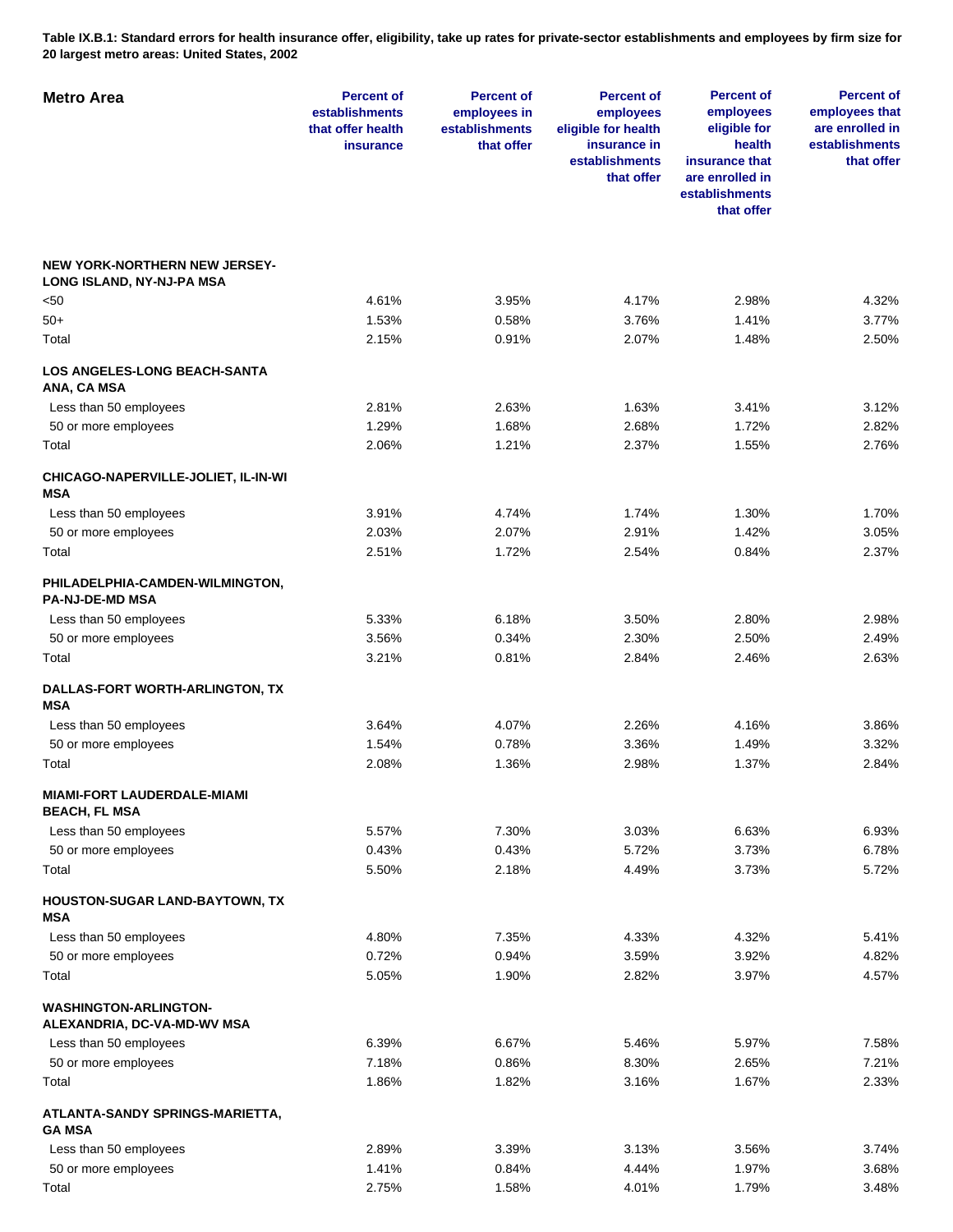**Table IX.B.1: Standard errors for health insurance offer, eligibility, take up rates for private-sector establishments and employees by firm size for 20 largest metro areas: United States, 2002**

| Metro Area | Percent of establishments that offer health insurance | Percent of employees in establishments that offer | Percent of employees eligible for health insurance in establishments that offer | Percent of employees eligible for health insurance that are enrolled in establishments that offer | Percent of employees that are enrolled in establishments that offer |
|---|---|---|---|---|---|
| **NEW YORK-NORTHERN NEW JERSEY-LONG ISLAND, NY-NJ-PA MSA** | | | | | |
| <50 | 4.61% | 3.95% | 4.17% | 2.98% | 4.32% |
| 50+ | 1.53% | 0.58% | 3.76% | 1.41% | 3.77% |
| Total | 2.15% | 0.91% | 2.07% | 1.48% | 2.50% |
| **LOS ANGELES-LONG BEACH-SANTA ANA, CA MSA** | | | | | |
| Less than 50 employees | 2.81% | 2.63% | 1.63% | 3.41% | 3.12% |
| 50 or more employees | 1.29% | 1.68% | 2.68% | 1.72% | 2.82% |
| Total | 2.06% | 1.21% | 2.37% | 1.55% | 2.76% |
| **CHICAGO-NAPERVILLE-JOLIET, IL-IN-WI MSA** | | | | | |
| Less than 50 employees | 3.91% | 4.74% | 1.74% | 1.30% | 1.70% |
| 50 or more employees | 2.03% | 2.07% | 2.91% | 1.42% | 3.05% |
| Total | 2.51% | 1.72% | 2.54% | 0.84% | 2.37% |
| **PHILADELPHIA-CAMDEN-WILMINGTON, PA-NJ-DE-MD MSA** | | | | | |
| Less than 50 employees | 5.33% | 6.18% | 3.50% | 2.80% | 2.98% |
| 50 or more employees | 3.56% | 0.34% | 2.30% | 2.50% | 2.49% |
| Total | 3.21% | 0.81% | 2.84% | 2.46% | 2.63% |
| **DALLAS-FORT WORTH-ARLINGTON, TX MSA** | | | | | |
| Less than 50 employees | 3.64% | 4.07% | 2.26% | 4.16% | 3.86% |
| 50 or more employees | 1.54% | 0.78% | 3.36% | 1.49% | 3.32% |
| Total | 2.08% | 1.36% | 2.98% | 1.37% | 2.84% |
| **MIAMI-FORT LAUDERDALE-MIAMI BEACH, FL MSA** | | | | | |
| Less than 50 employees | 5.57% | 7.30% | 3.03% | 6.63% | 6.93% |
| 50 or more employees | 0.43% | 0.43% | 5.72% | 3.73% | 6.78% |
| Total | 5.50% | 2.18% | 4.49% | 3.73% | 5.72% |
| **HOUSTON-SUGAR LAND-BAYTOWN, TX MSA** | | | | | |
| Less than 50 employees | 4.80% | 7.35% | 4.33% | 4.32% | 5.41% |
| 50 or more employees | 0.72% | 0.94% | 3.59% | 3.92% | 4.82% |
| Total | 5.05% | 1.90% | 2.82% | 3.97% | 4.57% |
| **WASHINGTON-ARLINGTON-ALEXANDRIA, DC-VA-MD-WV MSA** | | | | | |
| Less than 50 employees | 6.39% | 6.67% | 5.46% | 5.97% | 7.58% |
| 50 or more employees | 7.18% | 0.86% | 8.30% | 2.65% | 7.21% |
| Total | 1.86% | 1.82% | 3.16% | 1.67% | 2.33% |
| **ATLANTA-SANDY SPRINGS-MARIETTA, GA MSA** | | | | | |
| Less than 50 employees | 2.89% | 3.39% | 3.13% | 3.56% | 3.74% |
| 50 or more employees | 1.41% | 0.84% | 4.44% | 1.97% | 3.68% |
| Total | 2.75% | 1.58% | 4.01% | 1.79% | 3.48% |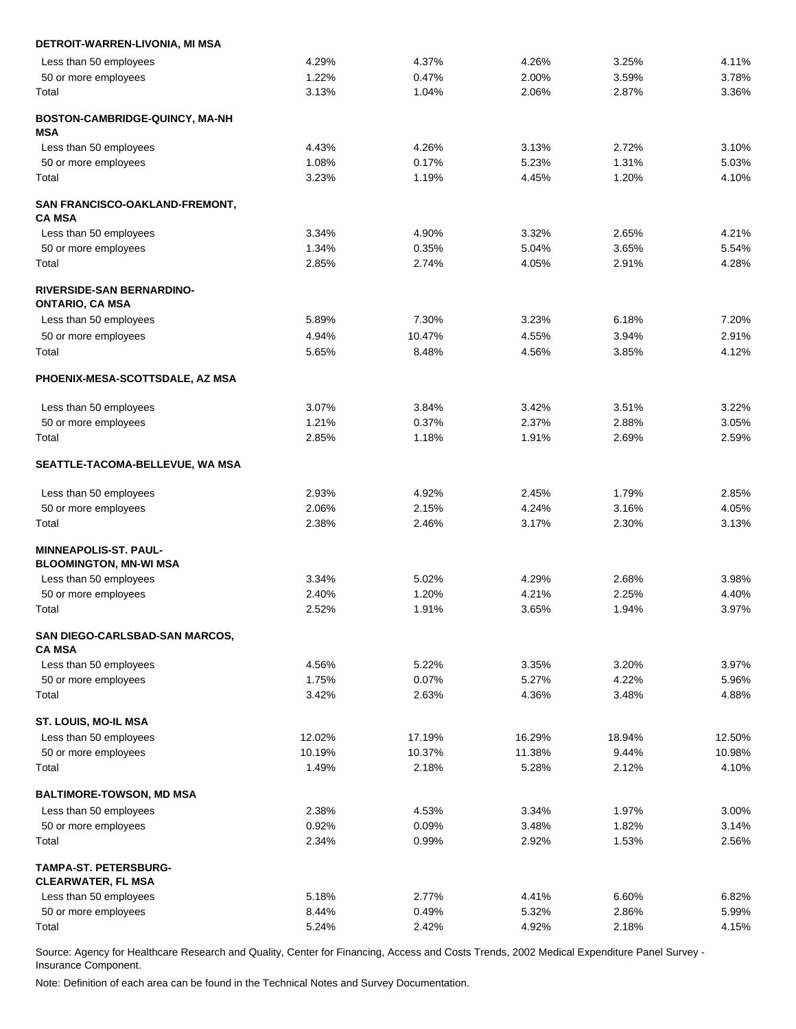| | | | | | |
|---|---|---|---|---|---|
| **DETROIT-WARREN-LIVONIA, MI MSA** | | | | | |
| Less than 50 employees | 4.29% | 4.37% | 4.26% | 3.25% | 4.11% |
| 50 or more employees | 1.22% | 0.47% | 2.00% | 3.59% | 3.78% |
| Total | 3.13% | 1.04% | 2.06% | 2.87% | 3.36% |
| **BOSTON-CAMBRIDGE-QUINCY, MA-NH MSA** | | | | | |
| Less than 50 employees | 4.43% | 4.26% | 3.13% | 2.72% | 3.10% |
| 50 or more employees | 1.08% | 0.17% | 5.23% | 1.31% | 5.03% |
| Total | 3.23% | 1.19% | 4.45% | 1.20% | 4.10% |
| **SAN FRANCISCO-OAKLAND-FREMONT, CA MSA** | | | | | |
| Less than 50 employees | 3.34% | 4.90% | 3.32% | 2.65% | 4.21% |
| 50 or more employees | 1.34% | 0.35% | 5.04% | 3.65% | 5.54% |
| Total | 2.85% | 2.74% | 4.05% | 2.91% | 4.28% |
| **RIVERSIDE-SAN BERNARDINO-ONTARIO, CA MSA** | | | | | |
| Less than 50 employees | 5.89% | 7.30% | 3.23% | 6.18% | 7.20% |
| 50 or more employees | 4.94% | 10.47% | 4.55% | 3.94% | 2.91% |
| Total | 5.65% | 8.48% | 4.56% | 3.85% | 4.12% |
| **PHOENIX-MESA-SCOTTSDALE, AZ MSA** | | | | | |
| Less than 50 employees | 3.07% | 3.84% | 3.42% | 3.51% | 3.22% |
| 50 or more employees | 1.21% | 0.37% | 2.37% | 2.88% | 3.05% |
| Total | 2.85% | 1.18% | 1.91% | 2.69% | 2.59% |
| **SEATTLE-TACOMA-BELLEVUE, WA MSA** | | | | | |
| Less than 50 employees | 2.93% | 4.92% | 2.45% | 1.79% | 2.85% |
| 50 or more employees | 2.06% | 2.15% | 4.24% | 3.16% | 4.05% |
| Total | 2.38% | 2.46% | 3.17% | 2.30% | 3.13% |
| **MINNEAPOLIS-ST. PAUL-BLOOMINGTON, MN-WI MSA** | | | | | |
| Less than 50 employees | 3.34% | 5.02% | 4.29% | 2.68% | 3.98% |
| 50 or more employees | 2.40% | 1.20% | 4.21% | 2.25% | 4.40% |
| Total | 2.52% | 1.91% | 3.65% | 1.94% | 3.97% |
| **SAN DIEGO-CARLSBAD-SAN MARCOS, CA MSA** | | | | | |
| Less than 50 employees | 4.56% | 5.22% | 3.35% | 3.20% | 3.97% |
| 50 or more employees | 1.75% | 0.07% | 5.27% | 4.22% | 5.96% |
| Total | 3.42% | 2.63% | 4.36% | 3.48% | 4.88% |
| **ST. LOUIS, MO-IL MSA** | | | | | |
| Less than 50 employees | 12.02% | 17.19% | 16.29% | 18.94% | 12.50% |
| 50 or more employees | 10.19% | 10.37% | 11.38% | 9.44% | 10.98% |
| Total | 1.49% | 2.18% | 5.28% | 2.12% | 4.10% |
| **BALTIMORE-TOWSON, MD MSA** | | | | | |
| Less than 50 employees | 2.38% | 4.53% | 3.34% | 1.97% | 3.00% |
| 50 or more employees | 0.92% | 0.09% | 3.48% | 1.82% | 3.14% |
| Total | 2.34% | 0.99% | 2.92% | 1.53% | 2.56% |
| **TAMPA-ST. PETERSBURG-CLEARWATER, FL MSA** | | | | | |
| Less than 50 employees | 5.18% | 2.77% | 4.41% | 6.60% | 6.82% |
| 50 or more employees | 8.44% | 0.49% | 5.32% | 2.86% | 5.99% |
| Total | 5.24% | 2.42% | 4.92% | 2.18% | 4.15% |

Source: Agency for Healthcare Research and Quality, Center for Financing, Access and Costs Trends, 2002 Medical Expenditure Panel Survey - Insurance Component.

Note: Definition of each area can be found in the Technical Notes and Survey Documentation.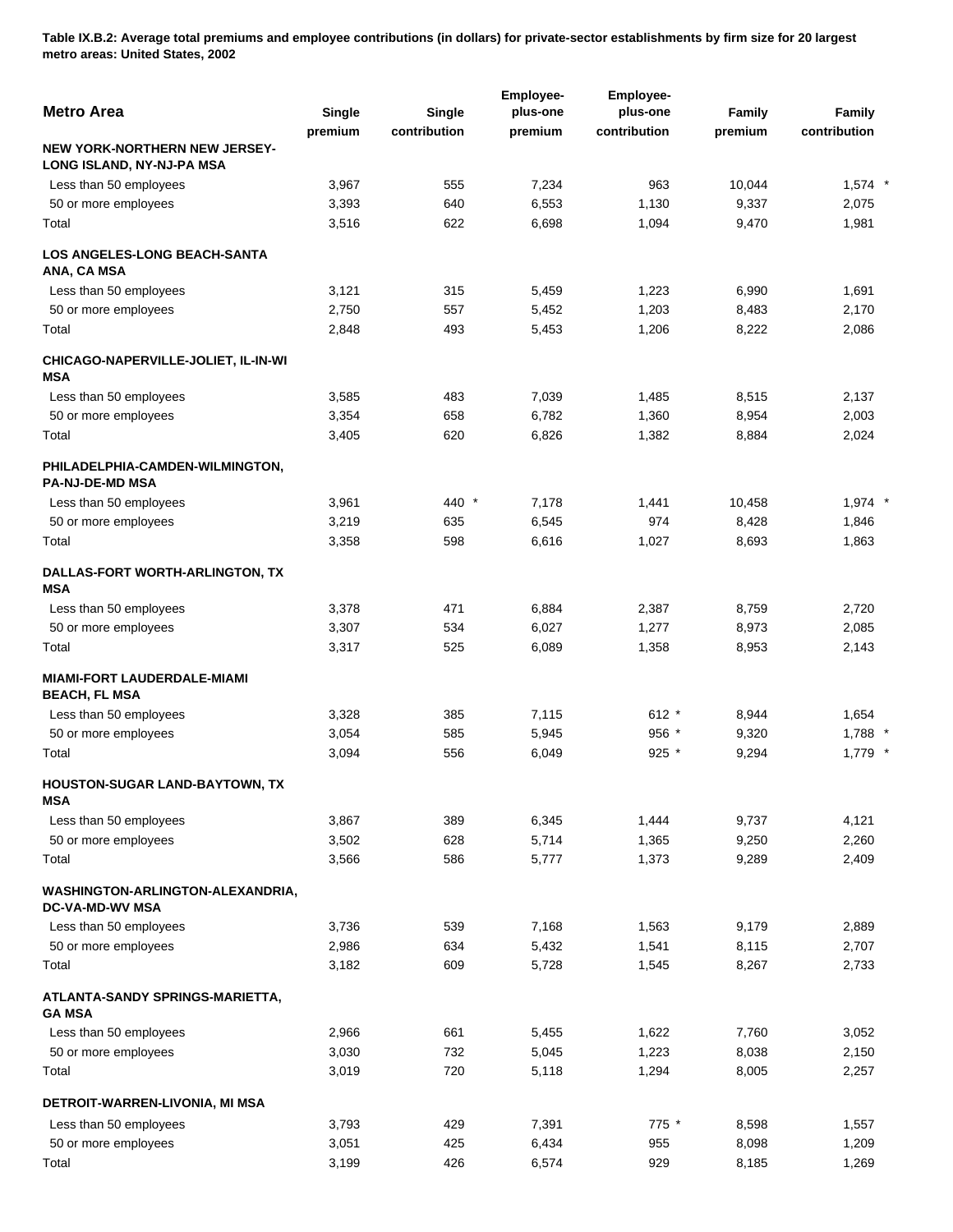**Table IX.B.2: Average total premiums and employee contributions (in dollars) for private-sector establishments by firm size for 20 largest metro areas: United States, 2002**

| Metro Area | Single premium | Single contribution | Employee-plus-one premium | Employee-plus-one contribution | Family premium | Family contribution |
|---|---|---|---|---|---|---|
| **NEW YORK-NORTHERN NEW JERSEY-LONG ISLAND, NY-NJ-PA MSA** | | | | | | |
| Less than 50 employees | 3,967 | 555 | 7,234 | 963 | 10,044 | 1,574 * |
| 50 or more employees | 3,393 | 640 | 6,553 | 1,130 | 9,337 | 2,075 |
| Total | 3,516 | 622 | 6,698 | 1,094 | 9,470 | 1,981 |
| **LOS ANGELES-LONG BEACH-SANTA ANA, CA MSA** | | | | | | |
| Less than 50 employees | 3,121 | 315 | 5,459 | 1,223 | 6,990 | 1,691 |
| 50 or more employees | 2,750 | 557 | 5,452 | 1,203 | 8,483 | 2,170 |
| Total | 2,848 | 493 | 5,453 | 1,206 | 8,222 | 2,086 |
| **CHICAGO-NAPERVILLE-JOLIET, IL-IN-WI MSA** | | | | | | |
| Less than 50 employees | 3,585 | 483 | 7,039 | 1,485 | 8,515 | 2,137 |
| 50 or more employees | 3,354 | 658 | 6,782 | 1,360 | 8,954 | 2,003 |
| Total | 3,405 | 620 | 6,826 | 1,382 | 8,884 | 2,024 |
| **PHILADELPHIA-CAMDEN-WILMINGTON, PA-NJ-DE-MD MSA** | | | | | | |
| Less than 50 employees | 3,961 | 440 * | 7,178 | 1,441 | 10,458 | 1,974 * |
| 50 or more employees | 3,219 | 635 | 6,545 | 974 | 8,428 | 1,846 |
| Total | 3,358 | 598 | 6,616 | 1,027 | 8,693 | 1,863 |
| **DALLAS-FORT WORTH-ARLINGTON, TX MSA** | | | | | | |
| Less than 50 employees | 3,378 | 471 | 6,884 | 2,387 | 8,759 | 2,720 |
| 50 or more employees | 3,307 | 534 | 6,027 | 1,277 | 8,973 | 2,085 |
| Total | 3,317 | 525 | 6,089 | 1,358 | 8,953 | 2,143 |
| **MIAMI-FORT LAUDERDALE-MIAMI BEACH, FL MSA** | | | | | | |
| Less than 50 employees | 3,328 | 385 | 7,115 | 612 * | 8,944 | 1,654 |
| 50 or more employees | 3,054 | 585 | 5,945 | 956 * | 9,320 | 1,788 * |
| Total | 3,094 | 556 | 6,049 | 925 * | 9,294 | 1,779 * |
| **HOUSTON-SUGAR LAND-BAYTOWN, TX MSA** | | | | | | |
| Less than 50 employees | 3,867 | 389 | 6,345 | 1,444 | 9,737 | 4,121 |
| 50 or more employees | 3,502 | 628 | 5,714 | 1,365 | 9,250 | 2,260 |
| Total | 3,566 | 586 | 5,777 | 1,373 | 9,289 | 2,409 |
| **WASHINGTON-ARLINGTON-ALEXANDRIA, DC-VA-MD-WV MSA** | | | | | | |
| Less than 50 employees | 3,736 | 539 | 7,168 | 1,563 | 9,179 | 2,889 |
| 50 or more employees | 2,986 | 634 | 5,432 | 1,541 | 8,115 | 2,707 |
| Total | 3,182 | 609 | 5,728 | 1,545 | 8,267 | 2,733 |
| **ATLANTA-SANDY SPRINGS-MARIETTA, GA MSA** | | | | | | |
| Less than 50 employees | 2,966 | 661 | 5,455 | 1,622 | 7,760 | 3,052 |
| 50 or more employees | 3,030 | 732 | 5,045 | 1,223 | 8,038 | 2,150 |
| Total | 3,019 | 720 | 5,118 | 1,294 | 8,005 | 2,257 |
| **DETROIT-WARREN-LIVONIA, MI MSA** | | | | | | |
| Less than 50 employees | 3,793 | 429 | 7,391 | 775 * | 8,598 | 1,557 |
| 50 or more employees | 3,051 | 425 | 6,434 | 955 | 8,098 | 1,209 |
| Total | 3,199 | 426 | 6,574 | 929 | 8,185 | 1,269 |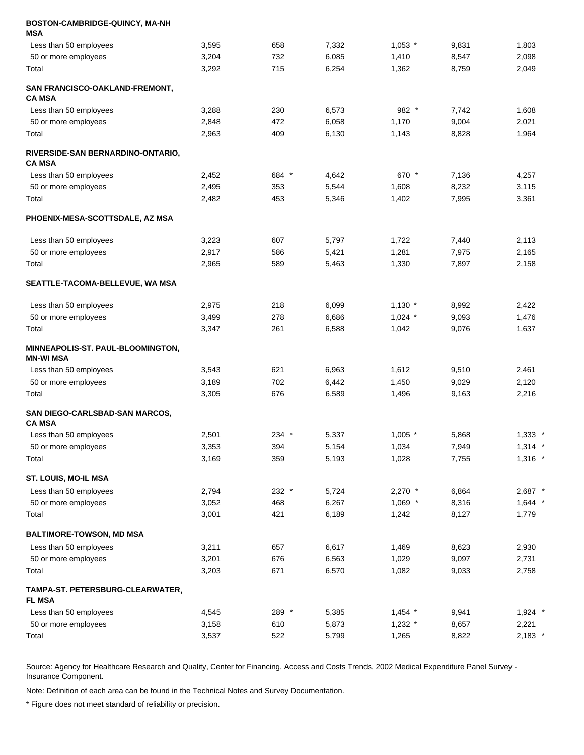| | | | | | | |
|---|---|---|---|---|---|---|
| **BOSTON-CAMBRIDGE-QUINCY, MA-NH MSA** | | | | | | |
| Less than 50 employees | 3,595 | 658 | 7,332 | 1,053 * | 9,831 | 1,803 |
| 50 or more employees | 3,204 | 732 | 6,085 | 1,410 | 8,547 | 2,098 |
| Total | 3,292 | 715 | 6,254 | 1,362 | 8,759 | 2,049 |
| **SAN FRANCISCO-OAKLAND-FREMONT, CA MSA** | | | | | | |
| Less than 50 employees | 3,288 | 230 | 6,573 | 982 * | 7,742 | 1,608 |
| 50 or more employees | 2,848 | 472 | 6,058 | 1,170 | 9,004 | 2,021 |
| Total | 2,963 | 409 | 6,130 | 1,143 | 8,828 | 1,964 |
| **RIVERSIDE-SAN BERNARDINO-ONTARIO, CA MSA** | | | | | | |
| Less than 50 employees | 2,452 | 684 * | 4,642 | 670 * | 7,136 | 4,257 |
| 50 or more employees | 2,495 | 353 | 5,544 | 1,608 | 8,232 | 3,115 |
| Total | 2,482 | 453 | 5,346 | 1,402 | 7,995 | 3,361 |
| **PHOENIX-MESA-SCOTTSDALE, AZ MSA** | | | | | | |
| Less than 50 employees | 3,223 | 607 | 5,797 | 1,722 | 7,440 | 2,113 |
| 50 or more employees | 2,917 | 586 | 5,421 | 1,281 | 7,975 | 2,165 |
| Total | 2,965 | 589 | 5,463 | 1,330 | 7,897 | 2,158 |
| **SEATTLE-TACOMA-BELLEVUE, WA MSA** | | | | | | |
| Less than 50 employees | 2,975 | 218 | 6,099 | 1,130 * | 8,992 | 2,422 |
| 50 or more employees | 3,499 | 278 | 6,686 | 1,024 * | 9,093 | 1,476 |
| Total | 3,347 | 261 | 6,588 | 1,042 | 9,076 | 1,637 |
| **MINNEAPOLIS-ST. PAUL-BLOOMINGTON, MN-WI MSA** | | | | | | |
| Less than 50 employees | 3,543 | 621 | 6,963 | 1,612 | 9,510 | 2,461 |
| 50 or more employees | 3,189 | 702 | 6,442 | 1,450 | 9,029 | 2,120 |
| Total | 3,305 | 676 | 6,589 | 1,496 | 9,163 | 2,216 |
| **SAN DIEGO-CARLSBAD-SAN MARCOS, CA MSA** | | | | | | |
| Less than 50 employees | 2,501 | 234 * | 5,337 | 1,005 * | 5,868 | 1,333 * |
| 50 or more employees | 3,353 | 394 | 5,154 | 1,034 | 7,949 | 1,314 * |
| Total | 3,169 | 359 | 5,193 | 1,028 | 7,755 | 1,316 * |
| **ST. LOUIS, MO-IL MSA** | | | | | | |
| Less than 50 employees | 2,794 | 232 * | 5,724 | 2,270 * | 6,864 | 2,687 * |
| 50 or more employees | 3,052 | 468 | 6,267 | 1,069 * | 8,316 | 1,644 * |
| Total | 3,001 | 421 | 6,189 | 1,242 | 8,127 | 1,779 |
| **BALTIMORE-TOWSON, MD MSA** | | | | | | |
| Less than 50 employees | 3,211 | 657 | 6,617 | 1,469 | 8,623 | 2,930 |
| 50 or more employees | 3,201 | 676 | 6,563 | 1,029 | 9,097 | 2,731 |
| Total | 3,203 | 671 | 6,570 | 1,082 | 9,033 | 2,758 |
| **TAMPA-ST. PETERSBURG-CLEARWATER, FL MSA** | | | | | | |
| Less than 50 employees | 4,545 | 289 * | 5,385 | 1,454 * | 9,941 | 1,924 * |
| 50 or more employees | 3,158 | 610 | 5,873 | 1,232 * | 8,657 | 2,221 |
| Total | 3,537 | 522 | 5,799 | 1,265 | 8,822 | 2,183 * |

Source: Agency for Healthcare Research and Quality, Center for Financing, Access and Costs Trends, 2002 Medical Expenditure Panel Survey - Insurance Component.

Note: Definition of each area can be found in the Technical Notes and Survey Documentation.

* Figure does not meet standard of reliability or precision.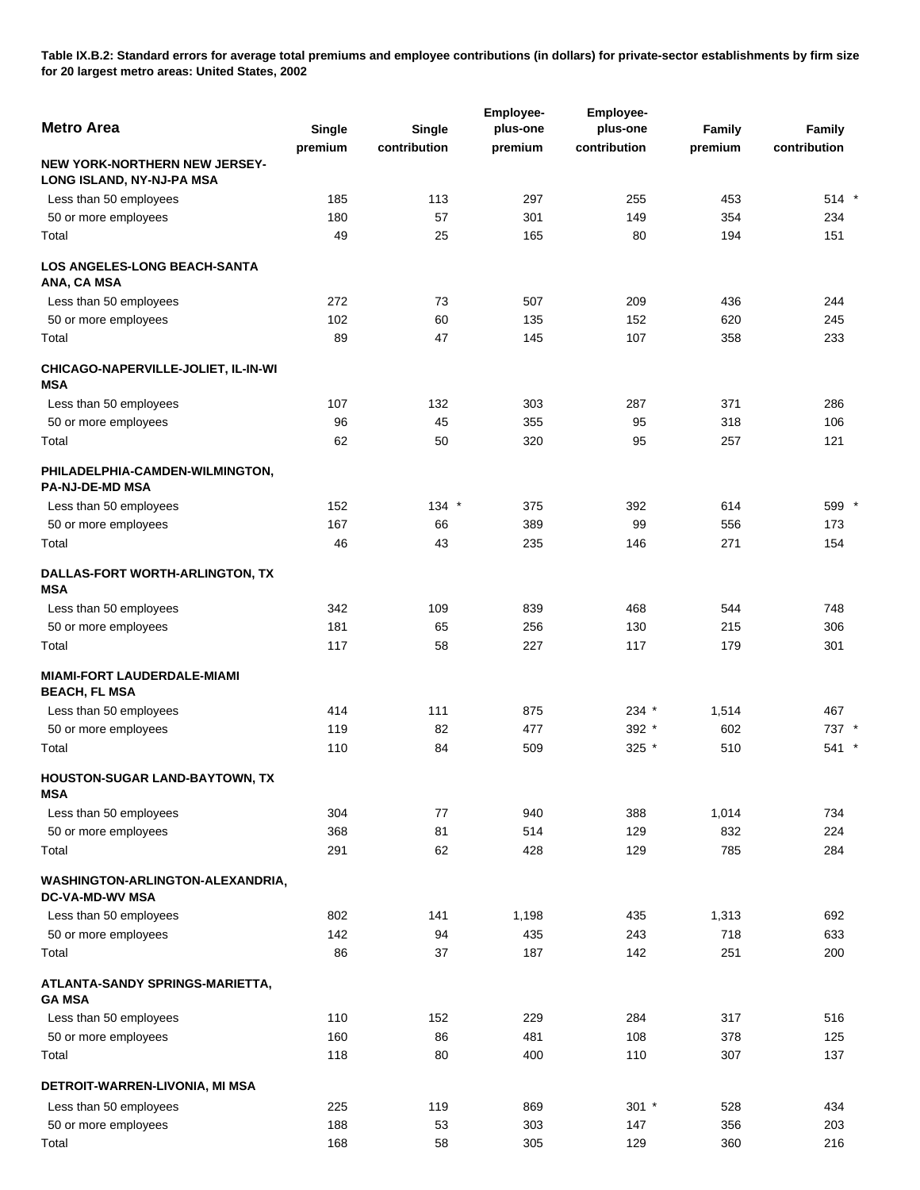**Table IX.B.2: Standard errors for average total premiums and employee contributions (in dollars) for private-sector establishments by firm size for 20 largest metro areas: United States, 2002**

| Metro Area | Single premium | Single contribution | Employee-plus-one premium | Employee-plus-one contribution | Family premium | Family contribution |
|---|---|---|---|---|---|---|
| **NEW YORK-NORTHERN NEW JERSEY-LONG ISLAND, NY-NJ-PA MSA** | | | | | | |
| Less than 50 employees | 185 | 113 | 297 | 255 | 453 | 514 * |
| 50 or more employees | 180 | 57 | 301 | 149 | 354 | 234 |
| Total | 49 | 25 | 165 | 80 | 194 | 151 |
| **LOS ANGELES-LONG BEACH-SANTA ANA, CA MSA** | | | | | | |
| Less than 50 employees | 272 | 73 | 507 | 209 | 436 | 244 |
| 50 or more employees | 102 | 60 | 135 | 152 | 620 | 245 |
| Total | 89 | 47 | 145 | 107 | 358 | 233 |
| **CHICAGO-NAPERVILLE-JOLIET, IL-IN-WI MSA** | | | | | | |
| Less than 50 employees | 107 | 132 | 303 | 287 | 371 | 286 |
| 50 or more employees | 96 | 45 | 355 | 95 | 318 | 106 |
| Total | 62 | 50 | 320 | 95 | 257 | 121 |
| **PHILADELPHIA-CAMDEN-WILMINGTON, PA-NJ-DE-MD MSA** | | | | | | |
| Less than 50 employees | 152 | 134 * | 375 | 392 | 614 | 599 * |
| 50 or more employees | 167 | 66 | 389 | 99 | 556 | 173 |
| Total | 46 | 43 | 235 | 146 | 271 | 154 |
| **DALLAS-FORT WORTH-ARLINGTON, TX MSA** | | | | | | |
| Less than 50 employees | 342 | 109 | 839 | 468 | 544 | 748 |
| 50 or more employees | 181 | 65 | 256 | 130 | 215 | 306 |
| Total | 117 | 58 | 227 | 117 | 179 | 301 |
| **MIAMI-FORT LAUDERDALE-MIAMI BEACH, FL MSA** | | | | | | |
| Less than 50 employees | 414 | 111 | 875 | 234 * | 1,514 | 467 |
| 50 or more employees | 119 | 82 | 477 | 392 * | 602 | 737 * |
| Total | 110 | 84 | 509 | 325 * | 510 | 541 * |
| **HOUSTON-SUGAR LAND-BAYTOWN, TX MSA** | | | | | | |
| Less than 50 employees | 304 | 77 | 940 | 388 | 1,014 | 734 |
| 50 or more employees | 368 | 81 | 514 | 129 | 832 | 224 |
| Total | 291 | 62 | 428 | 129 | 785 | 284 |
| **WASHINGTON-ARLINGTON-ALEXANDRIA, DC-VA-MD-WV MSA** | | | | | | |
| Less than 50 employees | 802 | 141 | 1,198 | 435 | 1,313 | 692 |
| 50 or more employees | 142 | 94 | 435 | 243 | 718 | 633 |
| Total | 86 | 37 | 187 | 142 | 251 | 200 |
| **ATLANTA-SANDY SPRINGS-MARIETTA, GA MSA** | | | | | | |
| Less than 50 employees | 110 | 152 | 229 | 284 | 317 | 516 |
| 50 or more employees | 160 | 86 | 481 | 108 | 378 | 125 |
| Total | 118 | 80 | 400 | 110 | 307 | 137 |
| **DETROIT-WARREN-LIVONIA, MI MSA** | | | | | | |
| Less than 50 employees | 225 | 119 | 869 | 301 * | 528 | 434 |
| 50 or more employees | 188 | 53 | 303 | 147 | 356 | 203 |
| Total | 168 | 58 | 305 | 129 | 360 | 216 |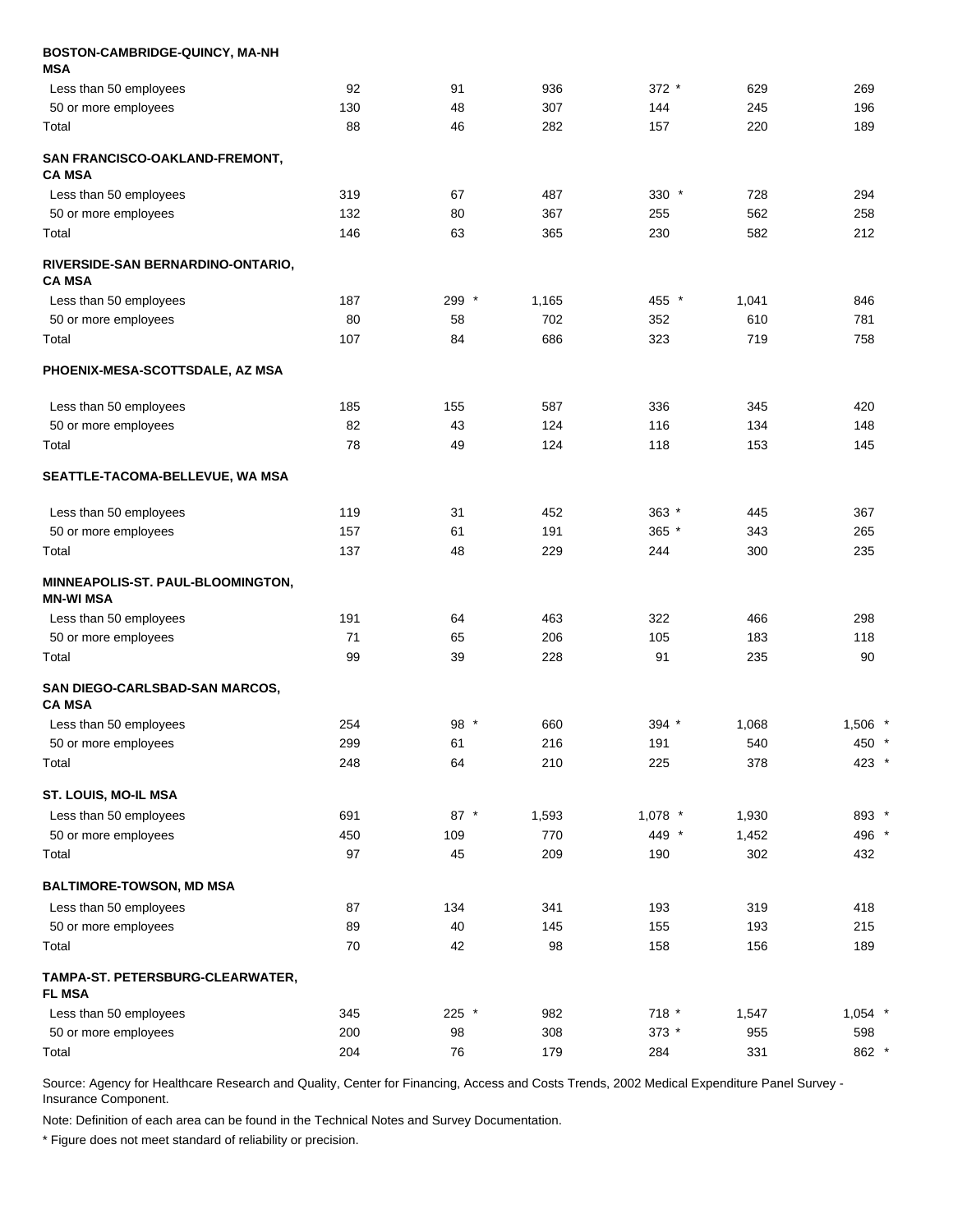| | | | | | | |
|---|---|---|---|---|---|---|
| **BOSTON-CAMBRIDGE-QUINCY, MA-NH MSA** | | | | | | |
| Less than 50 employees | 92 | 91 | 936 | 372 * | 629 | 269 |
| 50 or more employees | 130 | 48 | 307 | 144 | 245 | 196 |
| Total | 88 | 46 | 282 | 157 | 220 | 189 |
| **SAN FRANCISCO-OAKLAND-FREMONT, CA MSA** | | | | | | |
| Less than 50 employees | 319 | 67 | 487 | 330 * | 728 | 294 |
| 50 or more employees | 132 | 80 | 367 | 255 | 562 | 258 |
| Total | 146 | 63 | 365 | 230 | 582 | 212 |
| **RIVERSIDE-SAN BERNARDINO-ONTARIO, CA MSA** | | | | | | |
| Less than 50 employees | 187 | 299 * | 1,165 | 455 * | 1,041 | 846 |
| 50 or more employees | 80 | 58 | 702 | 352 | 610 | 781 |
| Total | 107 | 84 | 686 | 323 | 719 | 758 |
| **PHOENIX-MESA-SCOTTSDALE, AZ MSA** | | | | | | |
| Less than 50 employees | 185 | 155 | 587 | 336 | 345 | 420 |
| 50 or more employees | 82 | 43 | 124 | 116 | 134 | 148 |
| Total | 78 | 49 | 124 | 118 | 153 | 145 |
| **SEATTLE-TACOMA-BELLEVUE, WA MSA** | | | | | | |
| Less than 50 employees | 119 | 31 | 452 | 363 * | 445 | 367 |
| 50 or more employees | 157 | 61 | 191 | 365 * | 343 | 265 |
| Total | 137 | 48 | 229 | 244 | 300 | 235 |
| **MINNEAPOLIS-ST. PAUL-BLOOMINGTON, MN-WI MSA** | | | | | | |
| Less than 50 employees | 191 | 64 | 463 | 322 | 466 | 298 |
| 50 or more employees | 71 | 65 | 206 | 105 | 183 | 118 |
| Total | 99 | 39 | 228 | 91 | 235 | 90 |
| **SAN DIEGO-CARLSBAD-SAN MARCOS, CA MSA** | | | | | | |
| Less than 50 employees | 254 | 98 * | 660 | 394 * | 1,068 | 1,506 * |
| 50 or more employees | 299 | 61 | 216 | 191 | 540 | 450 * |
| Total | 248 | 64 | 210 | 225 | 378 | 423 * |
| **ST. LOUIS, MO-IL MSA** | | | | | | |
| Less than 50 employees | 691 | 87 * | 1,593 | 1,078 * | 1,930 | 893 * |
| 50 or more employees | 450 | 109 | 770 | 449 * | 1,452 | 496 * |
| Total | 97 | 45 | 209 | 190 | 302 | 432 |
| **BALTIMORE-TOWSON, MD MSA** | | | | | | |
| Less than 50 employees | 87 | 134 | 341 | 193 | 319 | 418 |
| 50 or more employees | 89 | 40 | 145 | 155 | 193 | 215 |
| Total | 70 | 42 | 98 | 158 | 156 | 189 |
| **TAMPA-ST. PETERSBURG-CLEARWATER, FL MSA** | | | | | | |
| Less than 50 employees | 345 | 225 * | 982 | 718 * | 1,547 | 1,054 * |
| 50 or more employees | 200 | 98 | 308 | 373 * | 955 | 598 |
| Total | 204 | 76 | 179 | 284 | 331 | 862 * |

Source: Agency for Healthcare Research and Quality, Center for Financing, Access and Costs Trends, 2002 Medical Expenditure Panel Survey - Insurance Component.

Note: Definition of each area can be found in the Technical Notes and Survey Documentation.

* Figure does not meet standard of reliability or precision.